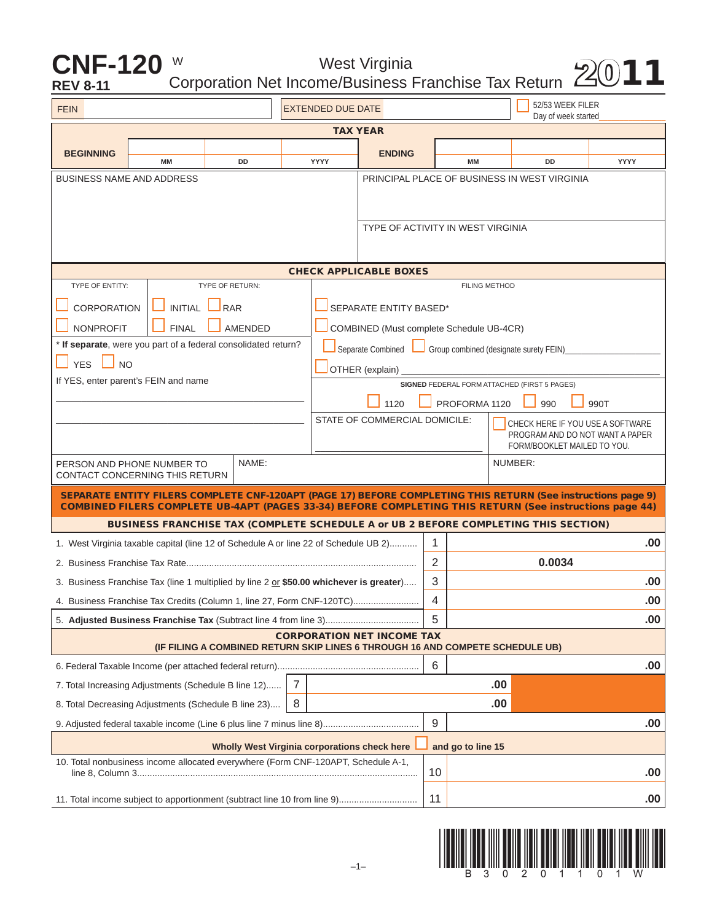# CNF-120 W

**REV 8-11**

## West Virginia Corporation Net Income/Business Franchise Tax Return 2011

| FEIN | EXTENDED DUE DATE | ☐ 52/53 WEEK FILER Day of week started |
|---|---|---|

**TAX YEAR**

| BEGINNING | MM | DD | YYYY | ENDING | MM | DD | YYYY |
|---|---|---|---|---|---|---|---|

| BUSINESS NAME AND ADDRESS | PRINCIPAL PLACE OF BUSINESS IN WEST VIRGINIA |
|---|---|
| | TYPE OF ACTIVITY IN WEST VIRGINIA |

**CHECK APPLICABLE BOXES**

TYPE OF ENTITY:
- ☐ CORPORATION
- ☐ NONPROFIT

TYPE OF RETURN:
- ☐ INITIAL ☐ RAR
- ☐ FINAL ☐ AMENDED

FILING METHOD
- ☐ SEPARATE ENTITY BASED*
- ☐ COMBINED (Must complete Schedule UB-4CR)
- ☐ Separate Combined ☐ Group combined (designate surety FEIN)___________
- ☐ OTHER (explain) ___________

\* **If separate**, were you part of a federal consolidated return?

☐ YES ☐ NO

If YES, enter parent's FEIN and name

**SIGNED** FEDERAL FORM ATTACHED (FIRST 5 PAGES)

☐ 1120 ☐ PROFORMA 1120 ☐ 990 ☐ 990T

STATE OF COMMERCIAL DOMICILE: ___________

☐ CHECK HERE IF YOU USE A SOFTWARE PROGRAM AND DO NOT WANT A PAPER FORM/BOOKLET MAILED TO YOU.

| PERSON AND PHONE NUMBER TO CONTACT CONCERNING THIS RETURN | NAME: | NUMBER: |
|---|---|---|

**SEPARATE ENTITY FILERS COMPLETE CNF-120APT (PAGE 17) BEFORE COMPLETING THIS RETURN (See instructions page 9)**
**COMBINED FILERS COMPLETE UB-4APT (PAGES 33-34) BEFORE COMPLETING THIS RETURN (See instructions page 44)**

### BUSINESS FRANCHISE TAX (COMPLETE SCHEDULE A or UB 2 BEFORE COMPLETING THIS SECTION)

| | Line | Amount |
|---|---|---|
| 1. West Virginia taxable capital (line 12 of Schedule A or line 22 of Schedule UB 2) | 1 | .00 |
| 2. Business Franchise Tax Rate | 2 | 0.0034 |
| 3. Business Franchise Tax (line 1 multiplied by line 2 or **$50.00 whichever is greater**) | 3 | .00 |
| 4. Business Franchise Tax Credits (Column 1, line 27, Form CNF-120TC) | 4 | .00 |
| 5. **Adjusted Business Franchise Tax** (Subtract line 4 from line 3) | 5 | .00 |

### CORPORATION NET INCOME TAX
**(IF FILING A COMBINED RETURN SKIP LINES 6 THROUGH 16 AND COMPETE SCHEDULE UB)**

| | Line | Amount | Line | Amount |
|---|---|---|---|---|
| 6. Federal Taxable Income (per attached federal return) | | | 6 | .00 |
| 7. Total Increasing Adjustments (Schedule B line 12) | 7 | .00 | | |
| 8. Total Decreasing Adjustments (Schedule B line 23) | 8 | .00 | | |
| 9. Adjusted federal taxable income (Line 6 plus line 7 minus line 8) | | | 9 | .00 |

**Wholly West Virginia corporations check here ☐ and go to line 15**

| | Line | Amount |
|---|---|---|
| 10. Total nonbusiness income allocated everywhere (Form CNF-120APT, Schedule A-1, line 8, Column 3 | 10 | .00 |
| 11. Total income subject to apportionment (subtract line 10 from line 9) | 11 | .00 |

B 3 0 2 0 1 1 0 1 W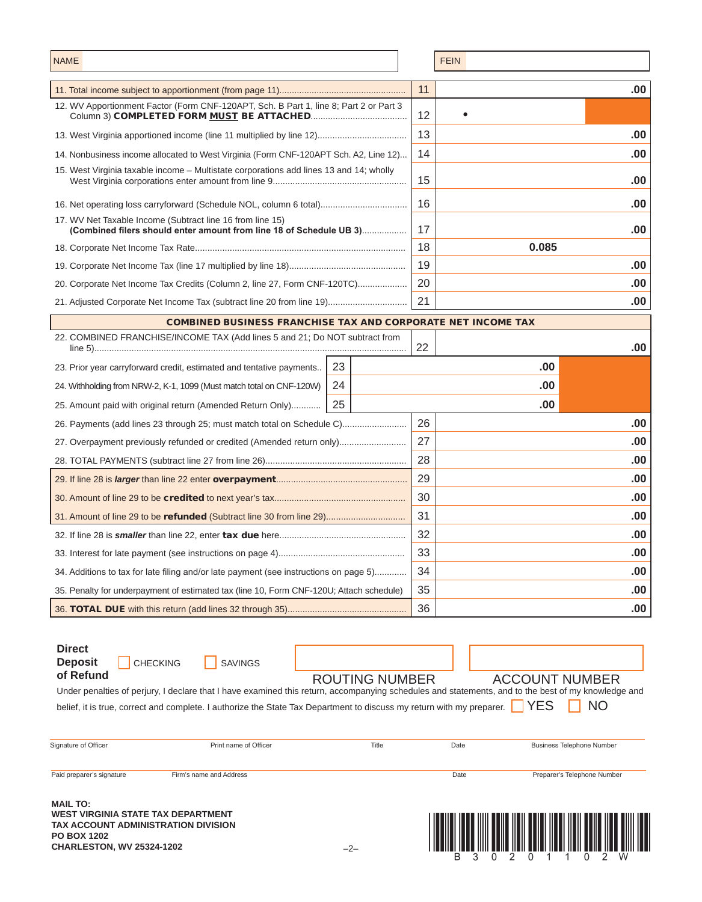| NAME | | FEIN | |
|---|---|---|---|

| Line | Description | No. | Amount |
|---|---|---|---|
| 11. | Total income subject to apportionment (from page 11) | 11 | .00 |
| 12. | WV Apportionment Factor (Form CNF-120APT, Sch. B Part 1, line 8; Part 2 or Part 3 Column 3) **COMPLETED FORM MUST BE ATTACHED** | 12 | • |
| 13. | West Virginia apportioned income (line 11 multiplied by line 12) | 13 | .00 |
| 14. | Nonbusiness income allocated to West Virginia (Form CNF-120APT Sch. A2, Line 12) | 14 | .00 |
| 15. | West Virginia taxable income – Multistate corporations add lines 13 and 14; wholly West Virginia corporations enter amount from line 9 | 15 | .00 |
| 16. | Net operating loss carryforward (Schedule NOL, column 6 total) | 16 | .00 |
| 17. | WV Net Taxable Income (Subtract line 16 from line 15) **(Combined filers should enter amount from line 18 of Schedule UB 3)** | 17 | .00 |
| 18. | Corporate Net Income Tax Rate | 18 | 0.085 |
| 19. | Corporate Net Income Tax (line 17 multiplied by line 18) | 19 | .00 |
| 20. | Corporate Net Income Tax Credits (Column 2, line 27, Form CNF-120TC) | 20 | .00 |
| 21. | Adjusted Corporate Net Income Tax (subtract line 20 from line 19) | 21 | .00 |

## COMBINED BUSINESS FRANCHISE TAX AND CORPORATE NET INCOME TAX

| Line | Description | No. | Amount | No. | Amount |
|---|---|---|---|---|---|
| 22. | COMBINED FRANCHISE/INCOME TAX (Add lines 5 and 21; Do NOT subtract from line 5) | | | 22 | .00 |
| 23. | Prior year carryforward credit, estimated and tentative payments | 23 | .00 | | |
| 24. | Withholding from NRW-2, K-1, 1099 (Must match total on CNF-120W) | 24 | .00 | | |
| 25. | Amount paid with original return (Amended Return Only) | 25 | .00 | | |
| 26. | Payments (add lines 23 through 25; must match total on Schedule C) | | | 26 | .00 |
| 27. | Overpayment previously refunded or credited (Amended return only) | | | 27 | .00 |
| 28. | TOTAL PAYMENTS (subtract line 27 from line 26) | | | 28 | .00 |
| 29. | If line 28 is ***larger*** than line 22 enter **overpayment** | | | 29 | .00 |
| 30. | Amount of line 29 to be **credited** to next year's tax | | | 30 | .00 |
| 31. | Amount of line 29 to be **refunded** (Subtract line 30 from line 29) | | | 31 | .00 |
| 32. | If line 28 is ***smaller*** than line 22, enter **tax due** here | | | 32 | .00 |
| 33. | Interest for late payment (see instructions on page 4) | | | 33 | .00 |
| 34. | Additions to tax for late filing and/or late payment (see instructions on page 5) | | | 34 | .00 |
| 35. | Penalty for underpayment of estimated tax (line 10, Form CNF-120U; Attach schedule) | | | 35 | .00 |
| 36. | **TOTAL DUE** with this return (add lines 32 through 35) | | | 36 | .00 |

**Direct Deposit of Refund** ☐ CHECKING ☐ SAVINGS

ROUTING NUMBER | ACCOUNT NUMBER

Under penalties of perjury, I declare that I have examined this return, accompanying schedules and statements, and to the best of my knowledge and belief, it is true, correct and complete. I authorize the State Tax Department to discuss my return with my preparer. ☐ YES ☐ NO

| Signature of Officer | Print name of Officer | Title | Date | Business Telephone Number |
|---|---|---|---|---|

| Paid preparer's signature | Firm's name and Address | Date | Preparer's Telephone Number |
|---|---|---|---|

**MAIL TO:**
**WEST VIRGINIA STATE TAX DEPARTMENT**
**TAX ACCOUNT ADMINISTRATION DIVISION**
**PO BOX 1202**
**CHARLESTON, WV 25324-1202**

B 3 0 2 0 1 1 0 2 W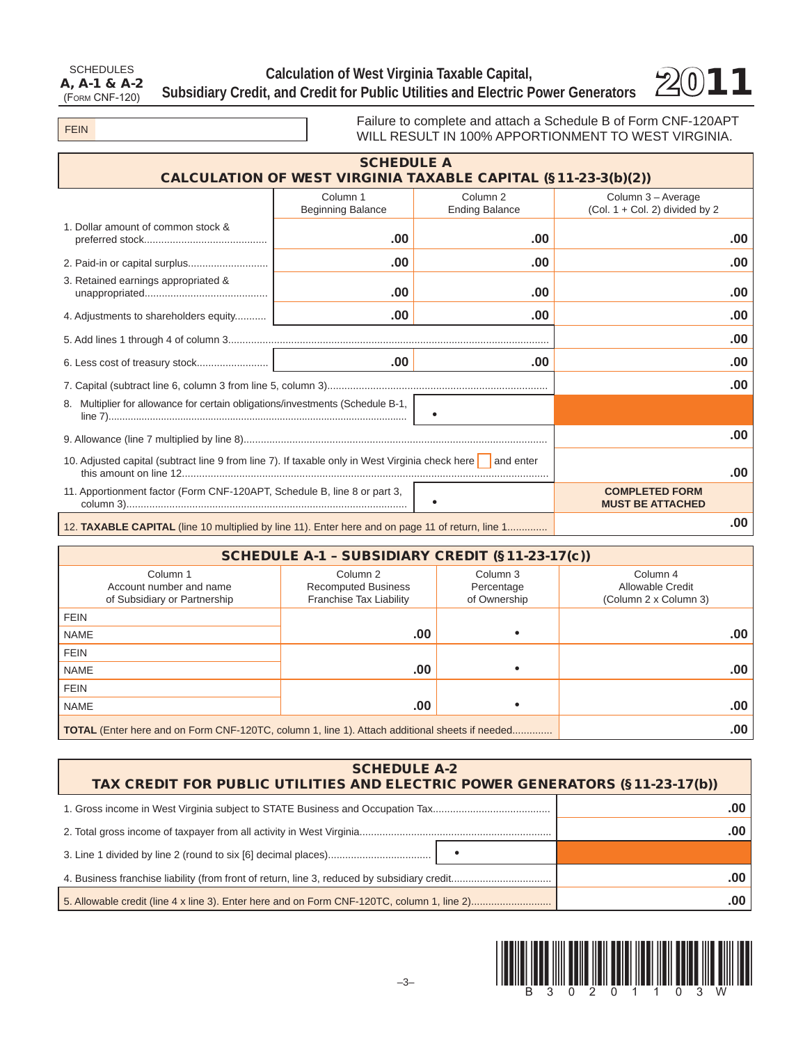SCHEDULES **A, A-1 & A-2** (FORM CNF-120)

# Calculation of West Virginia Taxable Capital, Subsidiary Credit, and Credit for Public Utilities and Electric Power Generators

**2011**

FEIN

Failure to complete and attach a Schedule B of Form CNF-120APT WILL RESULT IN 100% APPORTIONMENT TO WEST VIRGINIA.

## SCHEDULE A
## CALCULATION OF WEST VIRGINIA TAXABLE CAPITAL (§11-23-3(b)(2))

| | Column 1 Beginning Balance | Column 2 Ending Balance | Column 3 – Average (Col. 1 + Col. 2) divided by 2 |
|---|---|---|---|
| 1. Dollar amount of common stock & preferred stock | .00 | .00 | .00 |
| 2. Paid-in or capital surplus | .00 | .00 | .00 |
| 3. Retained earnings appropriated & unappropriated | .00 | .00 | .00 |
| 4. Adjustments to shareholders equity | .00 | .00 | .00 |
| 5. Add lines 1 through 4 of column 3 | | | .00 |
| 6. Less cost of treasury stock | .00 | .00 | .00 |
| 7. Capital (subtract line 6, column 3 from line 5, column 3) | | | .00 |
| 8. Multiplier for allowance for certain obligations/investments (Schedule B-1, line 7) | | • | |
| 9. Allowance (line 7 multiplied by line 8) | | | .00 |
| 10. Adjusted capital (subtract line 9 from line 7). If taxable only in West Virginia check here ☐ and enter this amount on line 12 | | | .00 |
| 11. Apportionment factor (Form CNF-120APT, Schedule B, line 8 or part 3, column 3) | | • | **COMPLETED FORM MUST BE ATTACHED** |
| 12. **TAXABLE CAPITAL** (line 10 multiplied by line 11). Enter here and on page 11 of return, line 1 | | | .00 |

## SCHEDULE A-1 – SUBSIDIARY CREDIT (§11-23-17(c))

| Column 1 Account number and name of Subsidiary or Partnership | Column 2 Recomputed Business Franchise Tax Liability | Column 3 Percentage of Ownership | Column 4 Allowable Credit (Column 2 x Column 3) |
|---|---|---|---|
| FEIN<br>NAME | .00 | • | .00 |
| FEIN<br>NAME | .00 | • | .00 |
| FEIN<br>NAME | .00 | • | .00 |
| **TOTAL** (Enter here and on Form CNF-120TC, column 1, line 1). Attach additional sheets if needed | | | .00 |

## SCHEDULE A-2
## TAX CREDIT FOR PUBLIC UTILITIES AND ELECTRIC POWER GENERATORS (§11-23-17(b))

| | | |
|---|---|---|
| 1. Gross income in West Virginia subject to STATE Business and Occupation Tax | | .00 |
| 2. Total gross income of taxpayer from all activity in West Virginia | | .00 |
| 3. Line 1 divided by line 2 (round to six [6] decimal places) | • | |
| 4. Business franchise liability (from front of return, line 3, reduced by subsidiary credit | | .00 |
| 5. Allowable credit (line 4 x line 3). Enter here and on Form CNF-120TC, column 1, line 2) | | .00 |

B 3 0 2 0 1 1 0 3 W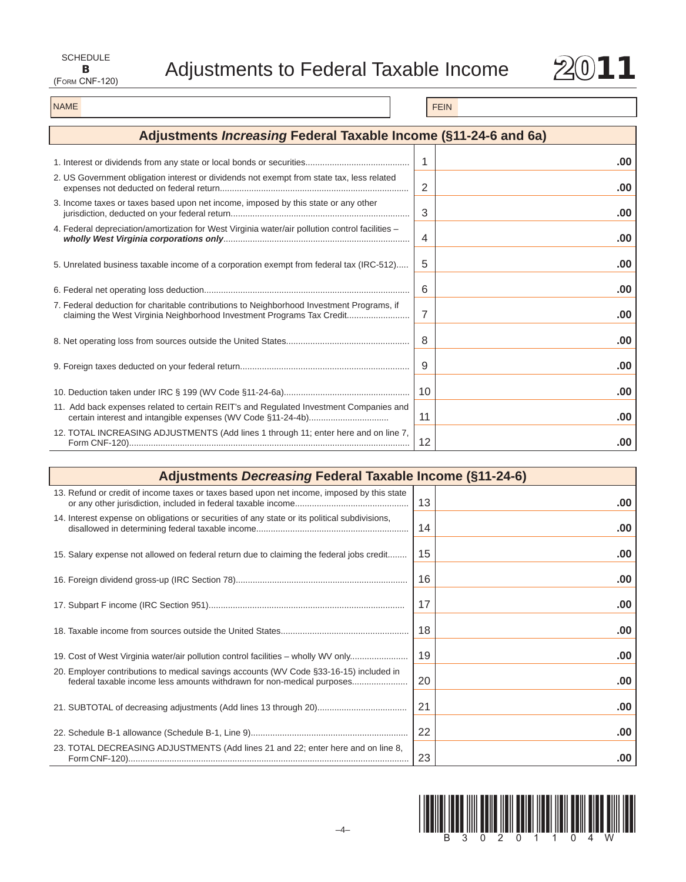SCHEDULE
**B**
(FORM CNF-120)

# Adjustments to Federal Taxable Income

**2011**

| NAME | FEIN |
|---|---|
| | |

## Adjustments *Increasing* Federal Taxable Income (§11-24-6 and 6a)

| Description | Line | Amount |
|---|---|---|
| 1. Interest or dividends from any state or local bonds or securities | 1 | .00 |
| 2. US Government obligation interest or dividends not exempt from state tax, less related expenses not deducted on federal return | 2 | .00 |
| 3. Income taxes or taxes based upon net income, imposed by this state or any other jurisdiction, deducted on your federal return | 3 | .00 |
| 4. Federal depreciation/amortization for West Virginia water/air pollution control facilities – ***wholly West Virginia corporations only*** | 4 | .00 |
| 5. Unrelated business taxable income of a corporation exempt from federal tax (IRC-512) | 5 | .00 |
| 6. Federal net operating loss deduction | 6 | .00 |
| 7. Federal deduction for charitable contributions to Neighborhood Investment Programs, if claiming the West Virginia Neighborhood Investment Programs Tax Credit | 7 | .00 |
| 8. Net operating loss from sources outside the United States | 8 | .00 |
| 9. Foreign taxes deducted on your federal return | 9 | .00 |
| 10. Deduction taken under IRC § 199 (WV Code §11-24-6a) | 10 | .00 |
| 11. Add back expenses related to certain REIT's and Regulated Investment Companies and certain interest and intangible expenses (WV Code §11-24-4b) | 11 | .00 |
| 12. TOTAL INCREASING ADJUSTMENTS (Add lines 1 through 11; enter here and on line 7, Form CNF-120) | 12 | .00 |

## Adjustments *Decreasing* Federal Taxable Income (§11-24-6)

| Description | Line | Amount |
|---|---|---|
| 13. Refund or credit of income taxes or taxes based upon net income, imposed by this state or any other jurisdiction, included in federal taxable income | 13 | .00 |
| 14. Interest expense on obligations or securities of any state or its political subdivisions, disallowed in determining federal taxable income | 14 | .00 |
| 15. Salary expense not allowed on federal return due to claiming the federal jobs credit | 15 | .00 |
| 16. Foreign dividend gross-up (IRC Section 78) | 16 | .00 |
| 17. Subpart F income (IRC Section 951) | 17 | .00 |
| 18. Taxable income from sources outside the United States | 18 | .00 |
| 19. Cost of West Virginia water/air pollution control facilities – wholly WV only | 19 | .00 |
| 20. Employer contributions to medical savings accounts (WV Code §33-16-15) included in federal taxable income less amounts withdrawn for non-medical purposes | 20 | .00 |
| 21. SUBTOTAL of decreasing adjustments (Add lines 13 through 20) | 21 | .00 |
| 22. Schedule B-1 allowance (Schedule B-1, Line 9) | 22 | .00 |
| 23. TOTAL DECREASING ADJUSTMENTS (Add lines 21 and 22; enter here and on line 8, Form CNF-120) | 23 | .00 |

B 3 0 2 0 1 1 0 4 W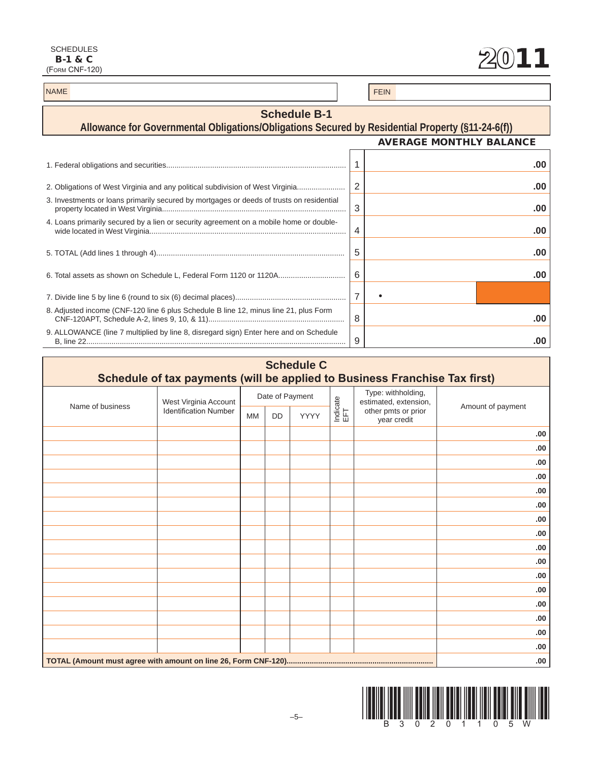SCHEDULES
**B-1 & C**
(FORM CNF-120)

**2011**

NAME | FEIN

## Schedule B-1

### Allowance for Governmental Obligations/Obligations Secured by Residential Property (§11-24-6(f))

| | | AVERAGE MONTHLY BALANCE |
|---|---|---|
| 1. Federal obligations and securities | 1 | .00 |
| 2. Obligations of West Virginia and any political subdivision of West Virginia | 2 | .00 |
| 3. Investments or loans primarily secured by mortgages or deeds of trusts on residential property located in West Virginia | 3 | .00 |
| 4. Loans primarily secured by a lien or security agreement on a mobile home or double-wide located in West Virginia | 4 | .00 |
| 5. TOTAL (Add lines 1 through 4) | 5 | .00 |
| 6. Total assets as shown on Schedule L, Federal Form 1120 or 1120A | 6 | .00 |
| 7. Divide line 5 by line 6 (round to six (6) decimal places) | 7 | • |
| 8. Adjusted income (CNF-120 line 6 plus Schedule B line 12, minus line 21, plus Form CNF-120APT, Schedule A-2, lines 9, 10, & 11) | 8 | .00 |
| 9. ALLOWANCE (line 7 multiplied by line 8, disregard sign) Enter here and on Schedule B, line 22 | 9 | .00 |

## Schedule C

### Schedule of tax payments (will be applied to Business Franchise Tax first)

| Name of business | West Virginia Account Identification Number | Date of Payment | | | Indicate EFT | Type: withholding, estimated, extension, other pmts or prior year credit | Amount of payment |
|---|---|---|---|---|---|---|---|
| | | MM | DD | YYYY | | | |
| | | | | | | | .00 |
| | | | | | | | .00 |
| | | | | | | | .00 |
| | | | | | | | .00 |
| | | | | | | | .00 |
| | | | | | | | .00 |
| | | | | | | | .00 |
| | | | | | | | .00 |
| | | | | | | | .00 |
| | | | | | | | .00 |
| | | | | | | | .00 |
| | | | | | | | .00 |
| | | | | | | | .00 |
| | | | | | | | .00 |
| | | | | | | | .00 |
| | | | | | | | .00 |
| **TOTAL (Amount must agree with amount on line 26, Form CNF-120)** | | | | | | | .00 |

B 3 0 2 0 1 1 0 5 W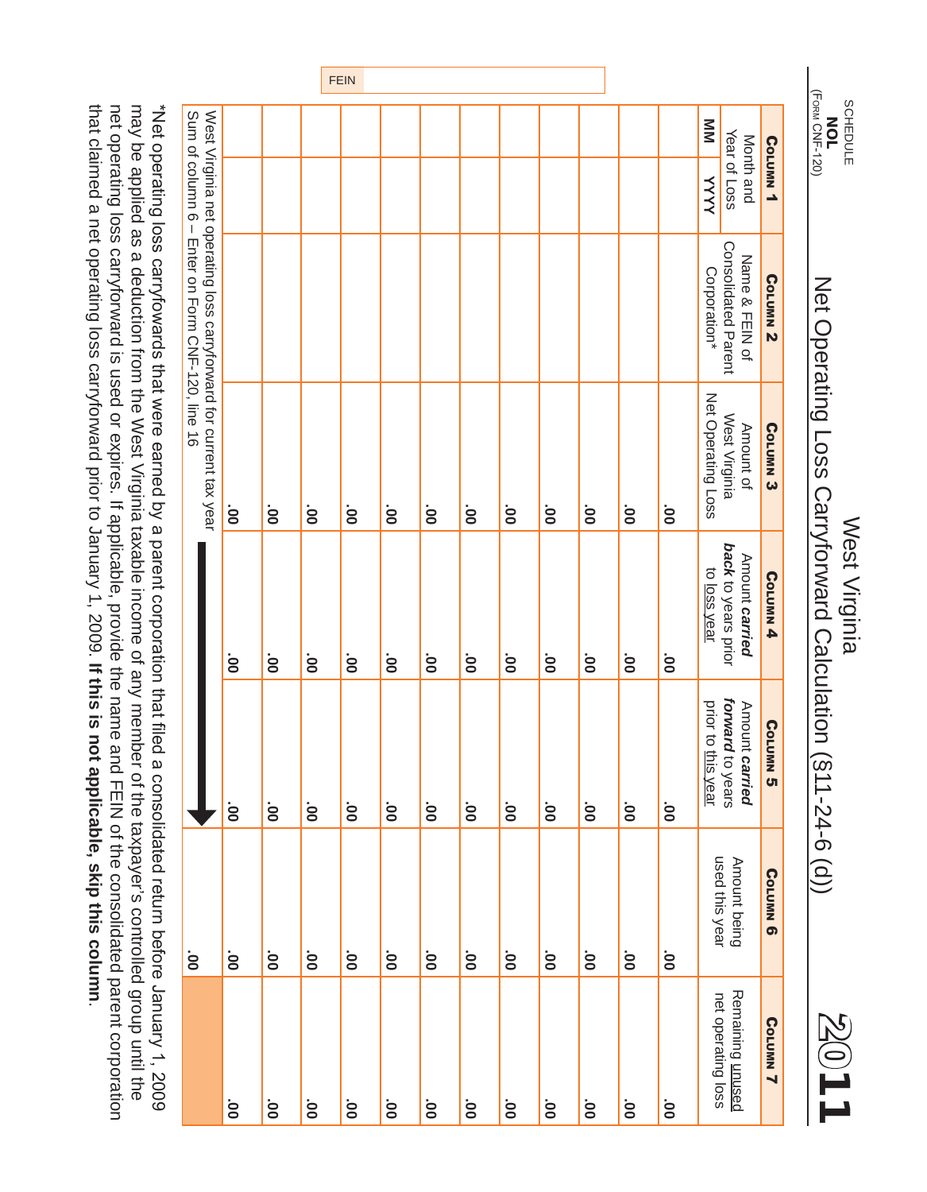SCHEDULE
**NOL**
(FORM CNF-120)

# West Virginia
## Net Operating Loss Carryforward Calculation (§11-24-6 (d))

**2011**

FEIN

| COLUMN 1 | | COLUMN 2 | COLUMN 3 | COLUMN 4 | COLUMN 5 | COLUMN 6 | COLUMN 7 |
|---|---|---|---|---|---|---|---|
| Month and Year of Loss | | Name & FEIN of Consolidated Parent Corporation* | Amount of West Virginia Net Operating Loss | Amount ***carried back*** to years prior to loss year | Amount ***carried forward*** to years prior to this year | Amount being used this year | Remaining unused net operating loss |
| MM | YYYY | | | | | | |
| | | | .00 | .00 | .00 | .00 | .00 |
| | | | .00 | .00 | .00 | .00 | .00 |
| | | | .00 | .00 | .00 | .00 | .00 |
| | | | .00 | .00 | .00 | .00 | .00 |
| | | | .00 | .00 | .00 | .00 | .00 |
| | | | .00 | .00 | .00 | .00 | .00 |
| | | | .00 | .00 | .00 | .00 | .00 |
| | | | .00 | .00 | .00 | .00 | .00 |
| | | | .00 | .00 | .00 | .00 | .00 |
| | | | .00 | .00 | .00 | .00 | .00 |
| | | | .00 | .00 | .00 | .00 | .00 |
| West Virginia net operating loss carryforward for current tax year Sum of column 6 – Enter on Form CNF-120, line 16 | | | | | | .00 | |

*Net operating loss carryfowards that were earned by a parent corporation that filed a consolidated return before January 1, 2009 may be applied as a deduction from the West Virginia taxable income of any member of the taxpayer's controlled group until the net operating loss carryforward is used or expires. If applicable, provide the name and FEIN of the consolidated parent corporation that claimed a net operating loss carryforward prior to January 1, 2009. **If this is not applicable, skip this column**.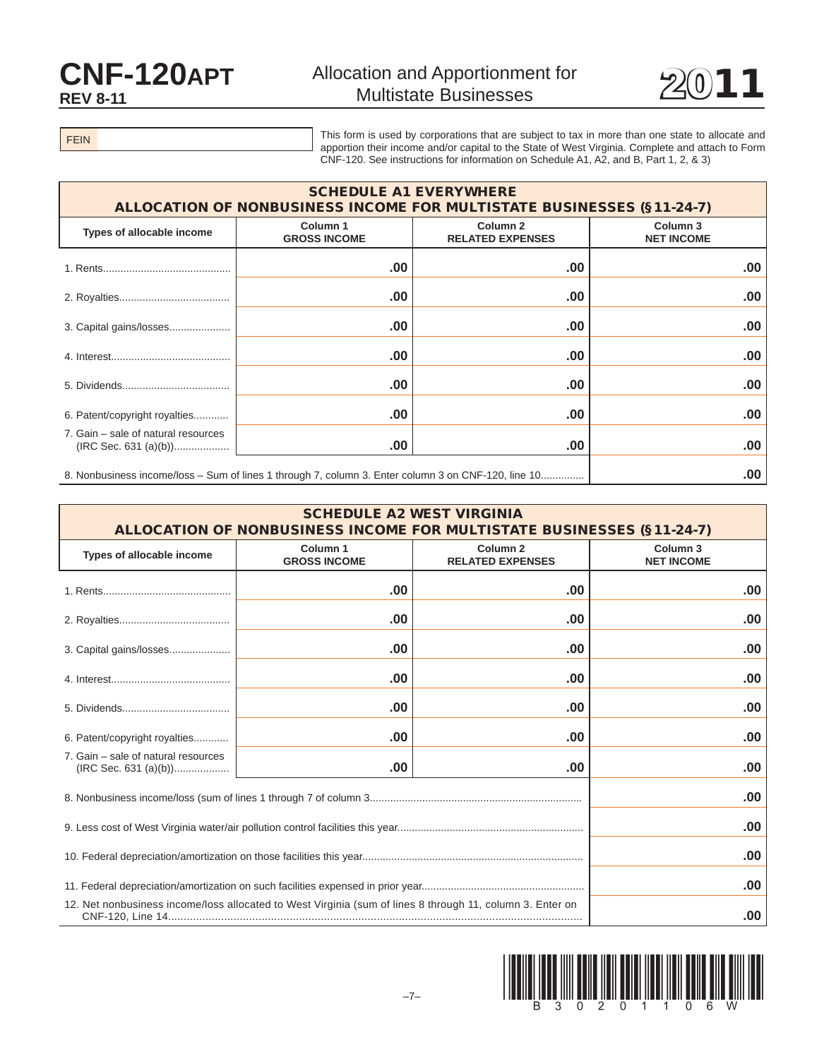# CNF-120APT
**REV 8-11**

## Allocation and Apportionment for Multistate Businesses

# 2011

FEIN

This form is used by corporations that are subject to tax in more than one state to allocate and apportion their income and/or capital to the State of West Virginia. Complete and attach to Form CNF-120. See instructions for information on Schedule A1, A2, and B, Part 1, 2, & 3)

## SCHEDULE A1 EVERYWHERE
### ALLOCATION OF NONBUSINESS INCOME FOR MULTISTATE BUSINESSES (§11-24-7)

| Types of allocable income | Column 1 GROSS INCOME | Column 2 RELATED EXPENSES | Column 3 NET INCOME |
|---|---|---|---|
| 1. Rents | .00 | .00 | .00 |
| 2. Royalties | .00 | .00 | .00 |
| 3. Capital gains/losses | .00 | .00 | .00 |
| 4. Interest | .00 | .00 | .00 |
| 5. Dividends | .00 | .00 | .00 |
| 6. Patent/copyright royalties | .00 | .00 | .00 |
| 7. Gain – sale of natural resources (IRC Sec. 631 (a)(b)) | .00 | .00 | .00 |
| 8. Nonbusiness income/loss – Sum of lines 1 through 7, column 3. Enter column 3 on CNF-120, line 10 | | | .00 |

## SCHEDULE A2 WEST VIRGINIA
### ALLOCATION OF NONBUSINESS INCOME FOR MULTISTATE BUSINESSES (§11-24-7)

| Types of allocable income | Column 1 GROSS INCOME | Column 2 RELATED EXPENSES | Column 3 NET INCOME |
|---|---|---|---|
| 1. Rents | .00 | .00 | .00 |
| 2. Royalties | .00 | .00 | .00 |
| 3. Capital gains/losses | .00 | .00 | .00 |
| 4. Interest | .00 | .00 | .00 |
| 5. Dividends | .00 | .00 | .00 |
| 6. Patent/copyright royalties | .00 | .00 | .00 |
| 7. Gain – sale of natural resources (IRC Sec. 631 (a)(b)) | .00 | .00 | .00 |
| 8. Nonbusiness income/loss (sum of lines 1 through 7 of column 3 | | | .00 |
| 9. Less cost of West Virginia water/air pollution control facilities this year | | | .00 |
| 10. Federal depreciation/amortization on those facilities this year | | | .00 |
| 11. Federal depreciation/amortization on such facilities expensed in prior year | | | .00 |
| 12. Net nonbusiness income/loss allocated to West Virginia (sum of lines 8 through 11, column 3. Enter on CNF-120, Line 14 | | | .00 |

B 3 0 2 0 1 1 0 6 W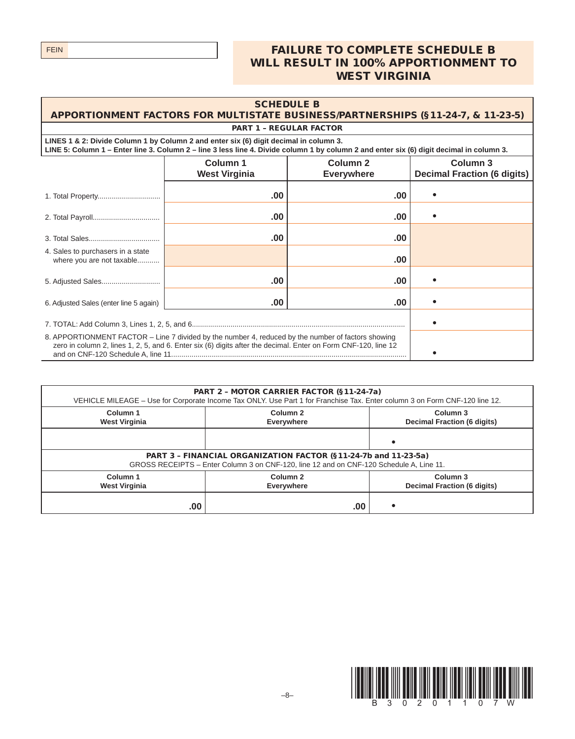FEIN

**FAILURE TO COMPLETE SCHEDULE B WILL RESULT IN 100% APPORTIONMENT TO WEST VIRGINIA**

## SCHEDULE B
## APPORTIONMENT FACTORS FOR MULTISTATE BUSINESS/PARTNERSHIPS (§11-24-7, & 11-23-5)

### PART 1 – REGULAR FACTOR

**LINES 1 & 2: Divide Column 1 by Column 2 and enter six (6) digit decimal in column 3.**
**LINE 5: Column 1 – Enter line 3. Column 2 – line 3 less line 4. Divide column 1 by column 2 and enter six (6) digit decimal in column 3.**

| | Column 1 West Virginia | Column 2 Everywhere | Column 3 Decimal Fraction (6 digits) |
|---|---|---|---|
| 1. Total Property | .00 | .00 | • |
| 2. Total Payroll | .00 | .00 | • |
| 3. Total Sales | .00 | .00 | |
| 4. Sales to purchasers in a state where you are not taxable | | .00 | |
| 5. Adjusted Sales | .00 | .00 | • |
| 6. Adjusted Sales (enter line 5 again) | .00 | .00 | • |
| 7. TOTAL: Add Column 3, Lines 1, 2, 5, and 6 | | | • |
| 8. APPORTIONMENT FACTOR – Line 7 divided by the number 4, reduced by the number of factors showing zero in column 2, lines 1, 2, 5, and 6. Enter six (6) digits after the decimal. Enter on Form CNF-120, line 12 and on CNF-120 Schedule A, line 11 | | | • |

### PART 2 – MOTOR CARRIER FACTOR (§11-24-7a)

VEHICLE MILEAGE – Use for Corporate Income Tax ONLY. Use Part 1 for Franchise Tax. Enter column 3 on Form CNF-120 line 12.

| Column 1 West Virginia | Column 2 Everywhere | Column 3 Decimal Fraction (6 digits) |
|---|---|---|
| | | • |

### PART 3 – FINANCIAL ORGANIZATION FACTOR (§11-24-7b and 11-23-5a)

GROSS RECEIPTS – Enter Column 3 on CNF-120, line 12 and on CNF-120 Schedule A, Line 11.

| Column 1 West Virginia | Column 2 Everywhere | Column 3 Decimal Fraction (6 digits) |
|---|---|---|
| .00 | .00 | • |

B3020110 7W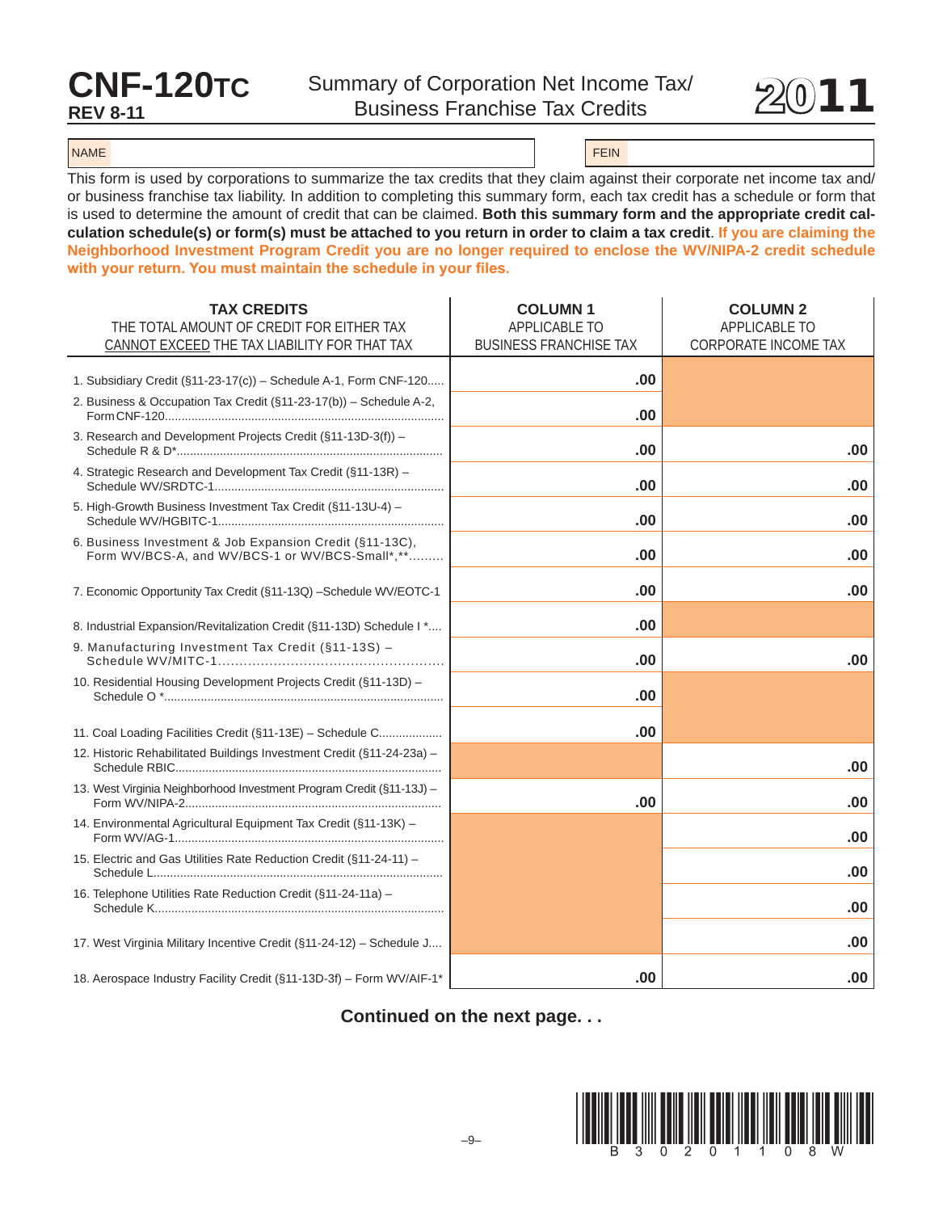# CNF-120TC

**REV 8-11**

Summary of Corporation Net Income Tax/ Business Franchise Tax Credits

**2011**

NAME | FEIN

This form is used by corporations to summarize the tax credits that they claim against their corporate net income tax and/ or business franchise tax liability. In addition to completing this summary form, each tax credit has a schedule or form that is used to determine the amount of credit that can be claimed. **Both this summary form and the appropriate credit calculation schedule(s) or form(s) must be attached to you return in order to claim a tax credit**. **If you are claiming the Neighborhood Investment Program Credit you are no longer required to enclose the WV/NIPA-2 credit schedule with your return. You must maintain the schedule in your files.**

| **TAX CREDITS** THE TOTAL AMOUNT OF CREDIT FOR EITHER TAX CANNOT EXCEED THE TAX LIABILITY FOR THAT TAX | **COLUMN 1** APPLICABLE TO BUSINESS FRANCHISE TAX | **COLUMN 2** APPLICABLE TO CORPORATE INCOME TAX |
|---|---|---|
| 1. Subsidiary Credit (§11-23-17(c)) – Schedule A-1, Form CNF-120 | .00 | |
| 2. Business & Occupation Tax Credit (§11-23-17(b)) – Schedule A-2, Form CNF-120 | .00 | |
| 3. Research and Development Projects Credit (§11-13D-3(f)) – Schedule R & D* | .00 | .00 |
| 4. Strategic Research and Development Tax Credit (§11-13R) – Schedule WV/SRDTC-1 | .00 | .00 |
| 5. High-Growth Business Investment Tax Credit (§11-13U-4) – Schedule WV/HGBITC-1 | .00 | .00 |
| 6. Business Investment & Job Expansion Credit (§11-13C), Form WV/BCS-A, and WV/BCS-1 or WV/BCS-Small*,** | .00 | .00 |
| 7. Economic Opportunity Tax Credit (§11-13Q) –Schedule WV/EOTC-1 | .00 | .00 |
| 8. Industrial Expansion/Revitalization Credit (§11-13D) Schedule I * | .00 | |
| 9. Manufacturing Investment Tax Credit (§11-13S) – Schedule WV/MITC-1 | .00 | .00 |
| 10. Residential Housing Development Projects Credit (§11-13D) – Schedule O * | .00 | |
| 11. Coal Loading Facilities Credit (§11-13E) – Schedule C | .00 | |
| 12. Historic Rehabilitated Buildings Investment Credit (§11-24-23a) – Schedule RBIC | | .00 |
| 13. West Virginia Neighborhood Investment Program Credit (§11-13J) – Form WV/NIPA-2 | .00 | .00 |
| 14. Environmental Agricultural Equipment Tax Credit (§11-13K) – Form WV/AG-1 | | .00 |
| 15. Electric and Gas Utilities Rate Reduction Credit (§11-24-11) – Schedule L | | .00 |
| 16. Telephone Utilities Rate Reduction Credit (§11-24-11a) – Schedule K | | .00 |
| 17. West Virginia Military Incentive Credit (§11-24-12) – Schedule J | | .00 |
| 18. Aerospace Industry Facility Credit (§11-13D-3f) – Form WV/AIF-1* | .00 | .00 |

**Continued on the next page. . .**

B 3 0 2 0 1 1 0 8 W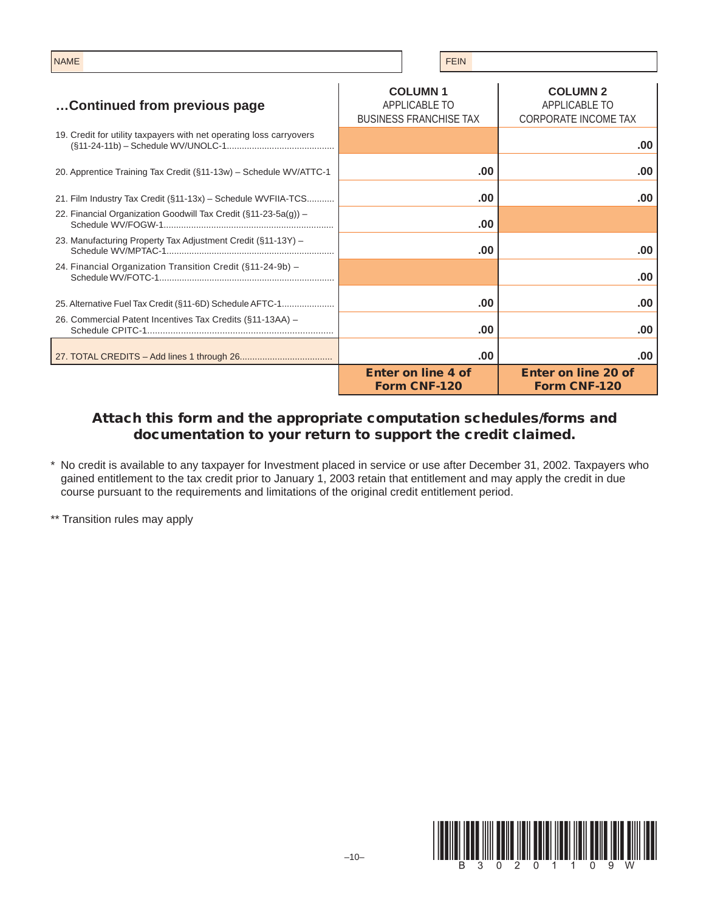| NAME | FEIN |
|---|---|
| | |

| **…Continued from previous page** | **COLUMN 1** APPLICABLE TO BUSINESS FRANCHISE TAX | **COLUMN 2** APPLICABLE TO CORPORATE INCOME TAX |
|---|---|---|
| 19. Credit for utility taxpayers with net operating loss carryovers (§11-24-11b) – Schedule WV/UNOLC-1 | | .00 |
| 20. Apprentice Training Tax Credit (§11-13w) – Schedule WV/ATTC-1 | .00 | .00 |
| 21. Film Industry Tax Credit (§11-13x) – Schedule WVFIIA-TCS | .00 | .00 |
| 22. Financial Organization Goodwill Tax Credit (§11-23-5a(g)) – Schedule WV/FOGW-1 | .00 | |
| 23. Manufacturing Property Tax Adjustment Credit (§11-13Y) – Schedule WV/MPTAC-1 | .00 | .00 |
| 24. Financial Organization Transition Credit (§11-24-9b) – Schedule WV/FOTC-1 | | .00 |
| 25. Alternative Fuel Tax Credit (§11-6D) Schedule AFTC-1 | .00 | .00 |
| 26. Commercial Patent Incentives Tax Credits (§11-13AA) – Schedule CPITC-1 | .00 | .00 |
| 27. TOTAL CREDITS – Add lines 1 through 26 | .00 | .00 |
| | **Enter on line 4 of Form CNF-120** | **Enter on line 20 of Form CNF-120** |

**Attach this form and the appropriate computation schedules/forms and documentation to your return to support the credit claimed.**

\* No credit is available to any taxpayer for Investment placed in service or use after December 31, 2002. Taxpayers who gained entitlement to the tax credit prior to January 1, 2003 retain that entitlement and may apply the credit in due course pursuant to the requirements and limitations of the original credit entitlement period.

\*\* Transition rules may apply

B3020110­9W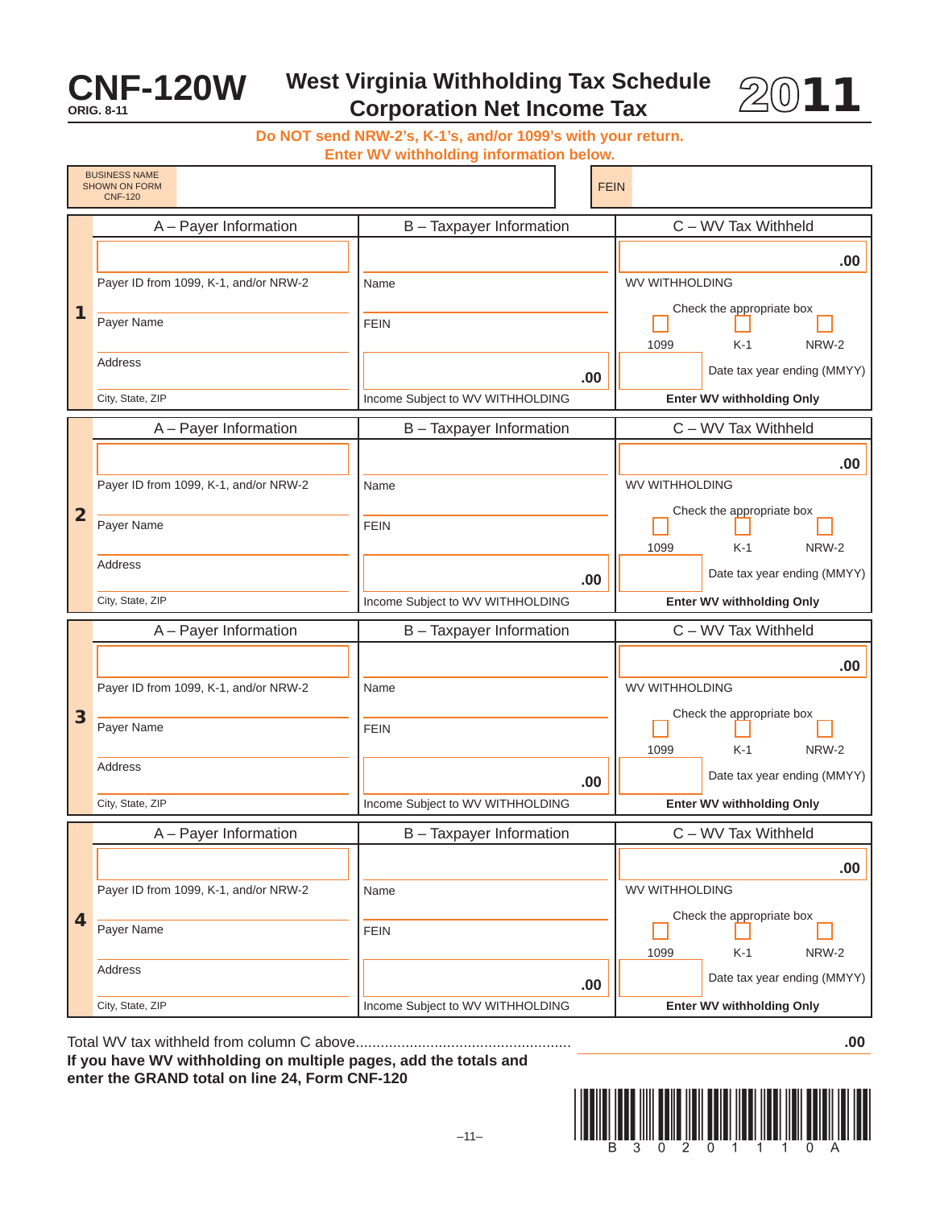# CNF-120W

ORIG. 8-11

## West Virginia Withholding Tax Schedule Corporation Net Income Tax

**2011**

**Do NOT send NRW-2's, K-1's, and/or 1099's with your return.**
**Enter WV withholding information below.**

| BUSINESS NAME SHOWN ON FORM CNF-120 | | FEIN | |
|---|---|---|---|

| | A – Payer Information | B – Taxpayer Information | C – WV Tax Withheld |
|---|---|---|---|
| **1** | Payer ID from 1099, K-1, and/or NRW-2 | Name | .00 WV WITHHOLDING |
| | Payer Name | FEIN | Check the appropriate box ☐ 1099 ☐ K-1 ☐ NRW-2 |
| | Address | .00 | Date tax year ending (MMYY) |
| | City, State, ZIP | Income Subject to WV WITHHOLDING | **Enter WV withholding Only** |
| **2** | Payer ID from 1099, K-1, and/or NRW-2 | Name | .00 WV WITHHOLDING |
| | Payer Name | FEIN | Check the appropriate box ☐ 1099 ☐ K-1 ☐ NRW-2 |
| | Address | .00 | Date tax year ending (MMYY) |
| | City, State, ZIP | Income Subject to WV WITHHOLDING | **Enter WV withholding Only** |
| **3** | Payer ID from 1099, K-1, and/or NRW-2 | Name | .00 WV WITHHOLDING |
| | Payer Name | FEIN | Check the appropriate box ☐ 1099 ☐ K-1 ☐ NRW-2 |
| | Address | .00 | Date tax year ending (MMYY) |
| | City, State, ZIP | Income Subject to WV WITHHOLDING | **Enter WV withholding Only** |
| **4** | Payer ID from 1099, K-1, and/or NRW-2 | Name | .00 WV WITHHOLDING |
| | Payer Name | FEIN | Check the appropriate box ☐ 1099 ☐ K-1 ☐ NRW-2 |
| | Address | .00 | Date tax year ending (MMYY) |
| | City, State, ZIP | Income Subject to WV WITHHOLDING | **Enter WV withholding Only** |

Total WV tax withheld from column C above.................................................... .00

**If you have WV withholding on multiple pages, add the totals and enter the GRAND total on line 24, Form CNF-120**

B 3 0 2 0 1 1 1 0 A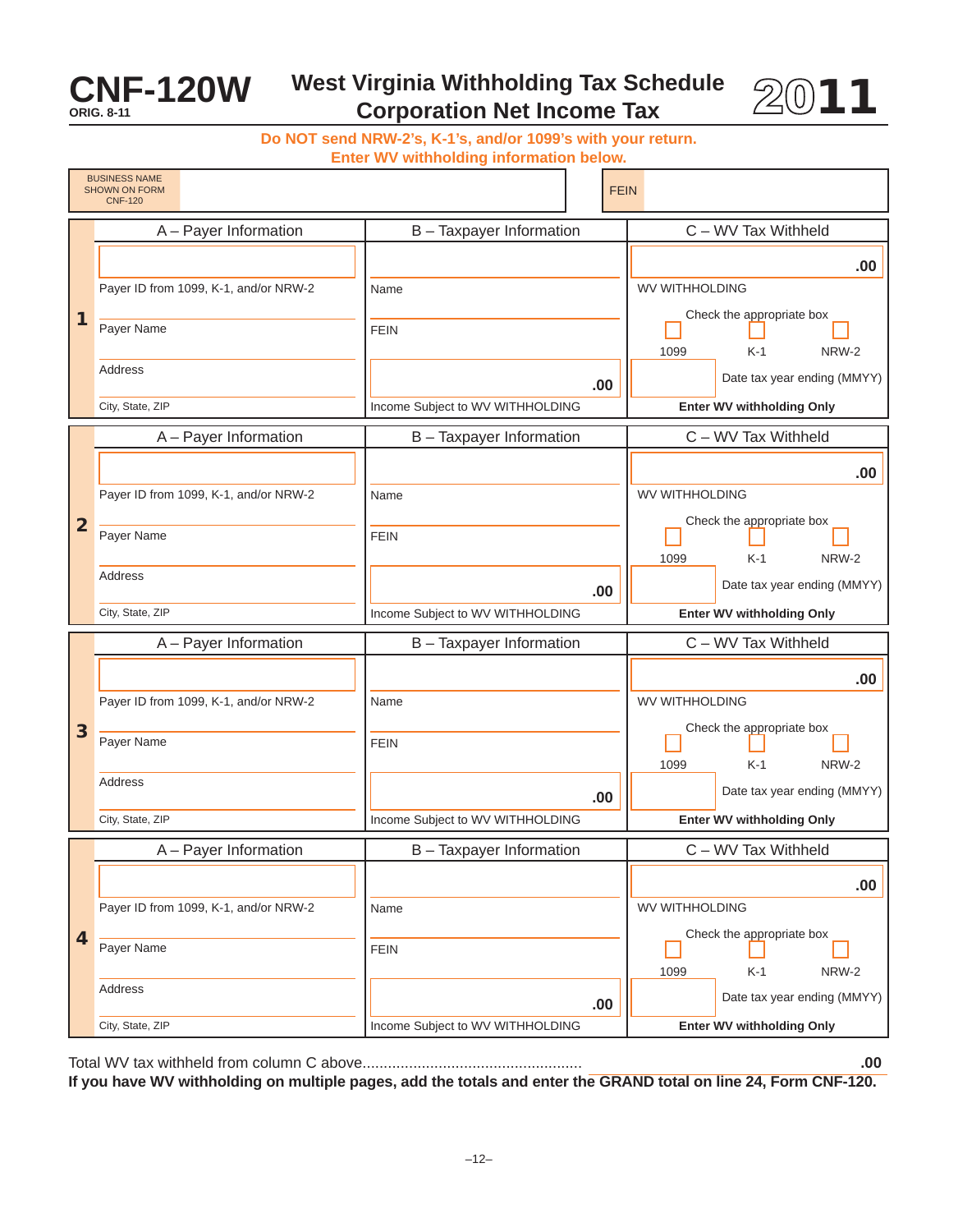# CNF-120W

ORIG. 8-11

## West Virginia Withholding Tax Schedule Corporation Net Income Tax

# 2011

**Do NOT send NRW-2's, K-1's, and/or 1099's with your return.**
**Enter WV withholding information below.**

| BUSINESS NAME SHOWN ON FORM CNF-120 | | FEIN | |
|---|---|---|---|

| | A – Payer Information | B – Taxpayer Information | C – WV Tax Withheld |
|---|---|---|---|
| **1** | Payer ID from 1099, K-1, and/or NRW-2 | Name | .00 WV WITHHOLDING |
| | Payer Name | FEIN | Check the appropriate box ☐ 1099 ☐ K-1 ☐ NRW-2 |
| | Address | .00 | Date tax year ending (MMYY) |
| | City, State, ZIP | Income Subject to WV WITHHOLDING | **Enter WV withholding Only** |
| **2** | Payer ID from 1099, K-1, and/or NRW-2 | Name | .00 WV WITHHOLDING |
| | Payer Name | FEIN | Check the appropriate box ☐ 1099 ☐ K-1 ☐ NRW-2 |
| | Address | .00 | Date tax year ending (MMYY) |
| | City, State, ZIP | Income Subject to WV WITHHOLDING | **Enter WV withholding Only** |
| **3** | Payer ID from 1099, K-1, and/or NRW-2 | Name | .00 WV WITHHOLDING |
| | Payer Name | FEIN | Check the appropriate box ☐ 1099 ☐ K-1 ☐ NRW-2 |
| | Address | .00 | Date tax year ending (MMYY) |
| | City, State, ZIP | Income Subject to WV WITHHOLDING | **Enter WV withholding Only** |
| **4** | Payer ID from 1099, K-1, and/or NRW-2 | Name | .00 WV WITHHOLDING |
| | Payer Name | FEIN | Check the appropriate box ☐ 1099 ☐ K-1 ☐ NRW-2 |
| | Address | .00 | Date tax year ending (MMYY) |
| | City, State, ZIP | Income Subject to WV WITHHOLDING | **Enter WV withholding Only** |

Total WV tax withheld from column C above.................................................... .00

**If you have WV withholding on multiple pages, add the totals and enter the GRAND total on line 24, Form CNF-120.**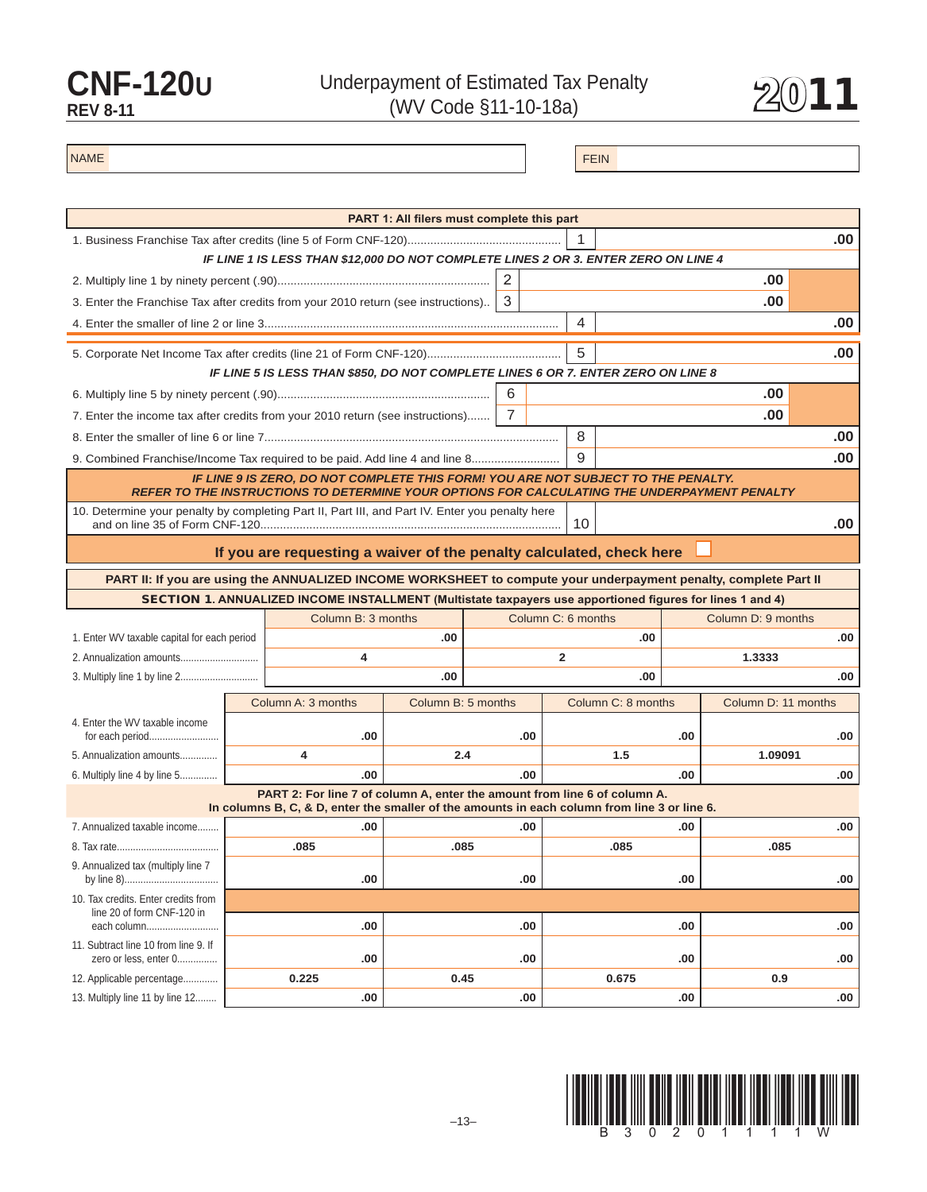# CNF-120U
**REV 8-11**

## Underpayment of Estimated Tax Penalty
(WV Code §11-10-18a)

**2011**

NAME | FEIN

**PART 1: All filers must complete this part**

| | Line | Amount | Line | Amount |
|---|---|---|---|---|
| 1. Business Franchise Tax after credits (line 5 of Form CNF-120) | | | 1 | .00 |
| *IF LINE 1 IS LESS THAN $12,000 DO NOT COMPLETE LINES 2 OR 3. ENTER ZERO ON LINE 4* | | | | |
| 2. Multiply line 1 by ninety percent (.90) | 2 | .00 | | |
| 3. Enter the Franchise Tax after credits from your 2010 return (see instructions) | 3 | .00 | | |
| 4. Enter the smaller of line 2 or line 3 | | | 4 | .00 |
| 5. Corporate Net Income Tax after credits (line 21 of Form CNF-120) | | | 5 | .00 |
| *IF LINE 5 IS LESS THAN $850, DO NOT COMPLETE LINES 6 OR 7. ENTER ZERO ON LINE 8* | | | | |
| 6. Multiply line 5 by ninety percent (.90) | 6 | .00 | | |
| 7. Enter the income tax after credits from your 2010 return (see instructions) | 7 | .00 | | |
| 8. Enter the smaller of line 6 or line 7 | | | 8 | .00 |
| 9. Combined Franchise/Income Tax required to be paid. Add line 4 and line 8 | | | 9 | .00 |

***IF LINE 9 IS ZERO, DO NOT COMPLETE THIS FORM! YOU ARE NOT SUBJECT TO THE PENALTY. REFER TO THE INSTRUCTIONS TO DETERMINE YOUR OPTIONS FOR CALCULATING THE UNDERPAYMENT PENALTY***

| | Line | Amount |
|---|---|---|
| 10. Determine your penalty by completing Part II, Part III, and Part IV. Enter you penalty here and on line 35 of Form CNF-120 | 10 | .00 |

**If you are requesting a waiver of the penalty calculated, check here** ☐

**PART II: If you are using the ANNUALIZED INCOME WORKSHEET to compute your underpayment penalty, complete Part II**

**SECTION 1. ANNUALIZED INCOME INSTALLMENT (Multistate taxpayers use apportioned figures for lines 1 and 4)**

| | Column B: 3 months | Column C: 6 months | Column D: 9 months |
|---|---|---|---|
| 1. Enter WV taxable capital for each period | .00 | .00 | .00 |
| 2. Annualization amounts | 4 | 2 | 1.3333 |
| 3. Multiply line 1 by line 2 | .00 | .00 | .00 |

| | Column A: 3 months | Column B: 5 months | Column C: 8 months | Column D: 11 months |
|---|---|---|---|---|
| 4. Enter the WV taxable income for each period | .00 | .00 | .00 | .00 |
| 5. Annualization amounts | 4 | 2.4 | 1.5 | 1.09091 |
| 6. Multiply line 4 by line 5 | .00 | .00 | .00 | .00 |

**PART 2: For line 7 of column A, enter the amount from line 6 of column A. In columns B, C, & D, enter the smaller of the amounts in each column from line 3 or line 6.**

| | Column A | Column B | Column C | Column D |
|---|---|---|---|---|
| 7. Annualized taxable income | .00 | .00 | .00 | .00 |
| 8. Tax rate | .085 | .085 | .085 | .085 |
| 9. Annualized tax (multiply line 7 by line 8) | .00 | .00 | .00 | .00 |
| 10. Tax credits. Enter credits from line 20 of form CNF-120 in each column | .00 | .00 | .00 | .00 |
| 11. Subtract line 10 from line 9. If zero or less, enter 0 | .00 | .00 | .00 | .00 |
| 12. Applicable percentage | 0.225 | 0.45 | 0.675 | 0.9 |
| 13. Multiply line 11 by line 12 | .00 | .00 | .00 | .00 |

B 3 0 2 0 1 1 1 1 W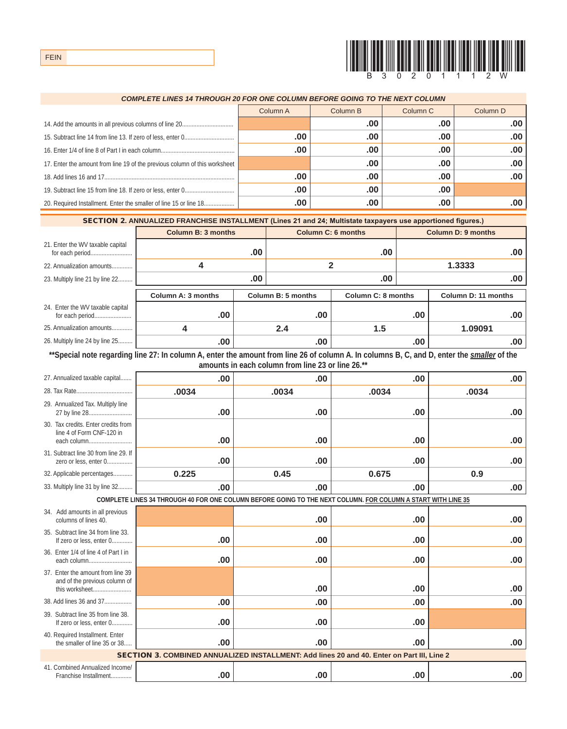FEIN

B 3 0 2 0 1 1 1 2 W

***COMPLETE LINES 14 THROUGH 20 FOR ONE COLUMN BEFORE GOING TO THE NEXT COLUMN***

| | Column A | Column B | Column C | Column D |
|---|---|---|---|---|
| 14. Add the amounts in all previous columns of line 20 | | .00 | .00 | .00 |
| 15. Subtract line 14 from line 13. If zero of less, enter 0 | .00 | .00 | .00 | .00 |
| 16. Enter 1/4 of line 8 of Part I in each column | .00 | .00 | .00 | .00 |
| 17. Enter the amount from line 19 of the previous column of this worksheet | | .00 | .00 | .00 |
| 18. Add lines 16 and 17 | .00 | .00 | .00 | .00 |
| 19. Subtract line 15 from line 18. If zero or less, enter 0 | .00 | .00 | .00 | |
| 20. Required Installment. Enter the smaller of line 15 or line 18 | .00 | .00 | .00 | .00 |

**SECTION 2. ANNUALIZED FRANCHISE INSTALLMENT (Lines 21 and 24; Multistate taxpayers use apportioned figures.)**

| | Column B: 3 months | Column C: 6 months | Column D: 9 months |
|---|---|---|---|
| 21. Enter the WV taxable capital for each period | .00 | .00 | .00 |
| 22. Annualization amounts | 4 | 2 | 1.3333 |
| 23. Multiply line 21 by line 22 | .00 | .00 | .00 |

| | Column A: 3 months | Column B: 5 months | Column C: 8 months | Column D: 11 months |
|---|---|---|---|---|
| 24. Enter the WV taxable capital for each period | .00 | .00 | .00 | .00 |
| 25. Annualization amounts | 4 | 2.4 | 1.5 | 1.09091 |
| 26. Multiply line 24 by line 25 | .00 | .00 | .00 | .00 |

****Special note regarding line 27: In column A, enter the amount from line 26 of column A. In columns B, C, and D, enter the *smaller* of the amounts in each column from line 23 or line 26.****

| | Column A | Column B | Column C | Column D |
|---|---|---|---|---|
| 27. Annualized taxable capital | .00 | .00 | .00 | .00 |
| 28. Tax Rate | .0034 | .0034 | .0034 | .0034 |
| 29. Annualized Tax. Multiply line 27 by line 28 | .00 | .00 | .00 | .00 |
| 30. Tax credits. Enter credits from line 4 of Form CNF-120 in each column | .00 | .00 | .00 | .00 |
| 31. Subtract line 30 from line 29. If zero or less, enter 0 | .00 | .00 | .00 | .00 |
| 32. Applicable percentages | 0.225 | 0.45 | 0.675 | 0.9 |
| 33. Multiply line 31 by line 32 | .00 | .00 | .00 | .00 |

**COMPLETE LINES 34 THROUGH 40 FOR ONE COLUMN BEFORE GOING TO THE NEXT COLUMN. FOR COLUMN A START WITH LINE 35**

| | Column A | Column B | Column C | Column D |
|---|---|---|---|---|
| 34. Add amounts in all previous columns of lines 40. | | .00 | .00 | .00 |
| 35. Subtract line 34 from line 33. If zero or less, enter 0 | .00 | .00 | .00 | .00 |
| 36. Enter 1/4 of line 4 of Part I in each column | .00 | .00 | .00 | .00 |
| 37. Enter the amount from line 39 and of the previous column of this worksheet | | .00 | .00 | .00 |
| 38. Add lines 36 and 37 | .00 | .00 | .00 | .00 |
| 39. Subtract line 35 from line 38. If zero or less, enter 0 | .00 | .00 | .00 | |
| 40. Required Installment. Enter the smaller of line 35 or 38 | .00 | .00 | .00 | .00 |

**SECTION 3. COMBINED ANNUALIZED INSTALLMENT: Add lines 20 and 40. Enter on Part III, Line 2**

| | Column A | Column B | Column C | Column D |
|---|---|---|---|---|
| 41. Combined Annualized Income/ Franchise Installment | .00 | .00 | .00 | .00 |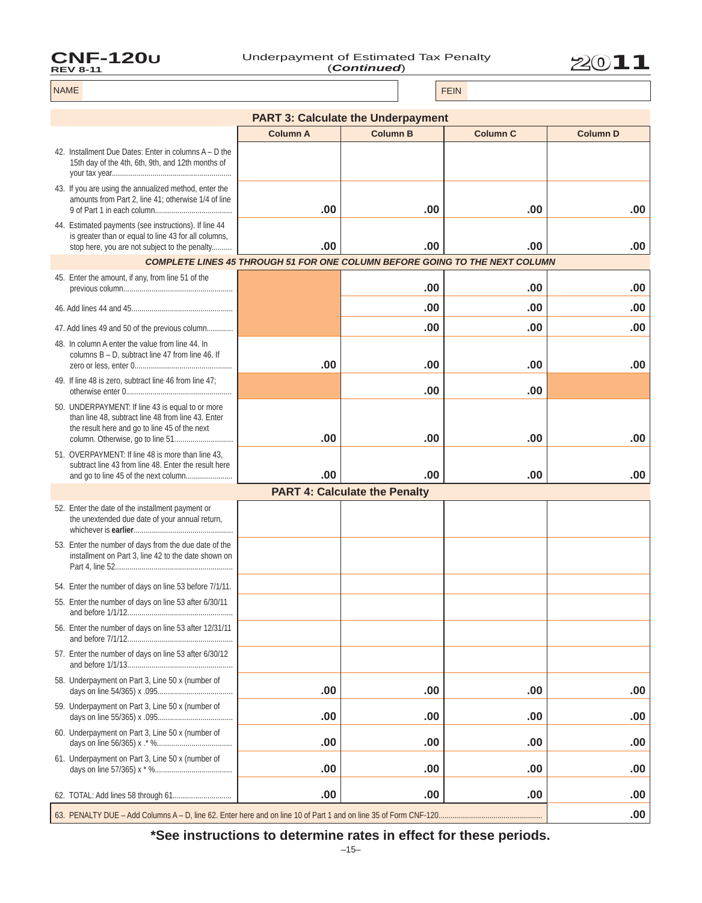# CNF-120U

REV 8-11

Underpayment of Estimated Tax Penalty (*Continued*)

2011

| NAME | | FEIN | |
|---|---|---|---|

## PART 3: Calculate the Underpayment

| | Column A | Column B | Column C | Column D |
|---|---|---|---|---|
| 42. Installment Due Dates: Enter in columns A – D the 15th day of the 4th, 6th, 9th, and 12th months of your tax year | | | | |
| 43. If you are using the annualized method, enter the amounts from Part 2, line 41; otherwise 1/4 of line 9 of Part 1 in each column | .00 | .00 | .00 | .00 |
| 44. Estimated payments (see instructions). If line 44 is greater than or equal to line 43 for all columns, stop here, you are not subject to the penalty | .00 | .00 | .00 | .00 |
| ***COMPLETE LINES 45 THROUGH 51 FOR ONE COLUMN BEFORE GOING TO THE NEXT COLUMN*** | | | | |
| 45. Enter the amount, if any, from line 51 of the previous column | | .00 | .00 | .00 |
| 46. Add lines 44 and 45 | | .00 | .00 | .00 |
| 47. Add lines 49 and 50 of the previous column | | .00 | .00 | .00 |
| 48. In column A enter the value from line 44. In columns B – D, subtract line 47 from line 46. If zero or less, enter 0 | .00 | .00 | .00 | .00 |
| 49. If line 48 is zero, subtract line 46 from line 47; otherwise enter 0 | | .00 | .00 | |
| 50. UNDERPAYMENT: If line 43 is equal to or more than line 48, subtract line 48 from line 43. Enter the result here and go to line 45 of the next column. Otherwise, go to line 51 | .00 | .00 | .00 | .00 |
| 51. OVERPAYMENT: If line 48 is more than line 43, subtract line 43 from line 48. Enter the result here and go to line 45 of the next column | .00 | .00 | .00 | .00 |

## PART 4: Calculate the Penalty

| | Column A | Column B | Column C | Column D |
|---|---|---|---|---|
| 52. Enter the date of the installment payment or the unextended due date of your annual return, whichever is **earlier** | | | | |
| 53. Enter the number of days from the due date of the installment on Part 3, line 42 to the date shown on Part 4, line 52 | | | | |
| 54. Enter the number of days on line 53 before 7/1/11 | | | | |
| 55. Enter the number of days on line 53 after 6/30/11 and before 1/1/12 | | | | |
| 56. Enter the number of days on line 53 after 12/31/11 and before 7/1/12 | | | | |
| 57. Enter the number of days on line 53 after 6/30/12 and before 1/1/13 | | | | |
| 58. Underpayment on Part 3, Line 50 x (number of days on line 54/365) x .095 | .00 | .00 | .00 | .00 |
| 59. Underpayment on Part 3, Line 50 x (number of days on line 55/365) x .095 | .00 | .00 | .00 | .00 |
| 60. Underpayment on Part 3, Line 50 x (number of days on line 56/365) x .* % | .00 | .00 | .00 | .00 |
| 61. Underpayment on Part 3, Line 50 x (number of days on line 57/365) x * % | .00 | .00 | .00 | .00 |
| 62. TOTAL: Add lines 58 through 61 | .00 | .00 | .00 | .00 |
| 63. PENALTY DUE – Add Columns A – D, line 62. Enter here and on line 10 of Part 1 and on line 35 of Form CNF-120 | | | | .00 |

**\*See instructions to determine rates in effect for these periods.**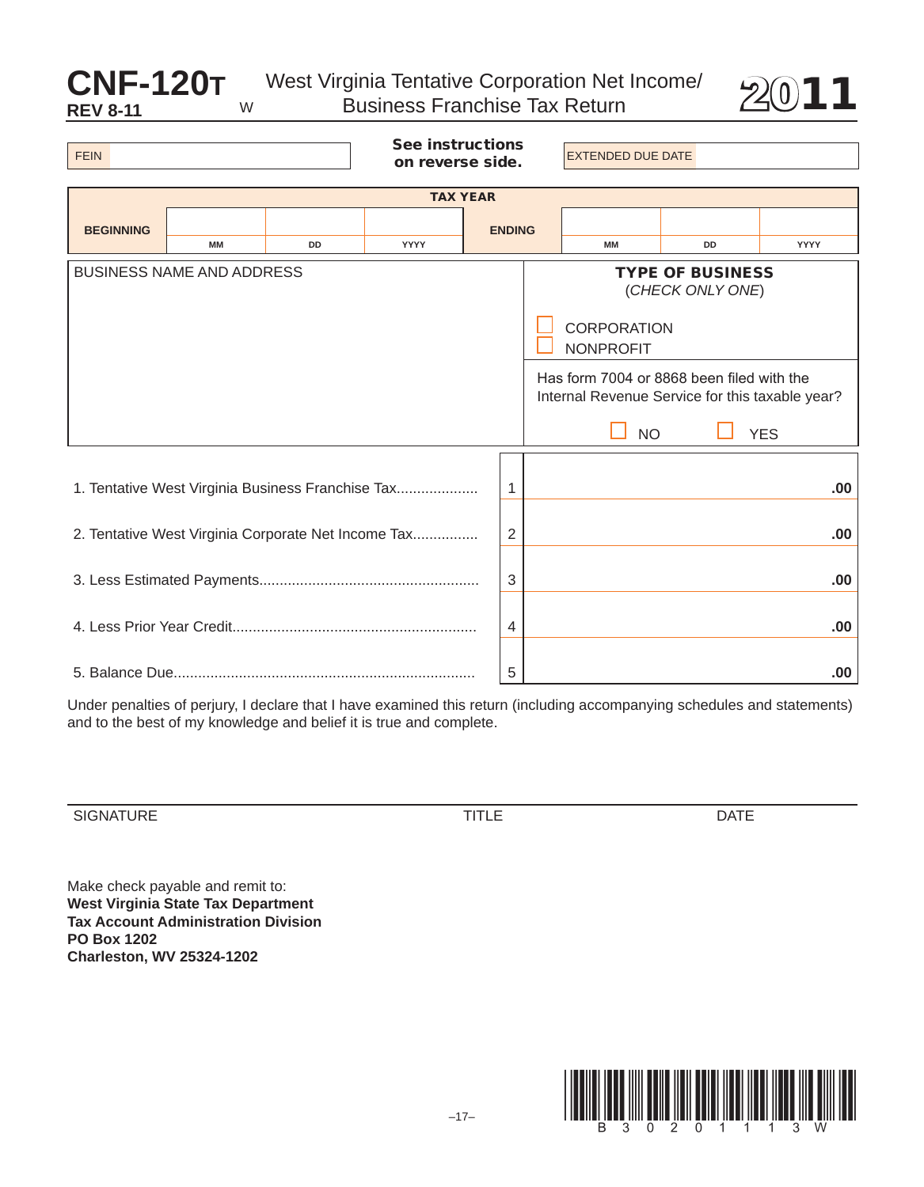# CNF-120T

**REV 8-11** W

## West Virginia Tentative Corporation Net Income/ Business Franchise Tax Return

# 2011

| FEIN | **See instructions on reverse side.** | EXTENDED DUE DATE |
|---|---|---|

| **TAX YEAR** | | | | | | | |
|---|---|---|---|---|---|---|---|
| **BEGINNING** | MM | DD | YYYY | **ENDING** | MM | DD | YYYY |

| BUSINESS NAME AND ADDRESS | **TYPE OF BUSINESS** (*CHECK ONLY ONE*) ☐ CORPORATION ☐ NONPROFIT |
|---|---|
| | Has form 7004 or 8868 been filed with the Internal Revenue Service for this taxable year? ☐ NO ☐ YES |

| | Line | Amount |
|---|---|---|
| 1. Tentative West Virginia Business Franchise Tax.................... | 1 | .00 |
| 2. Tentative West Virginia Corporate Net Income Tax................ | 2 | .00 |
| 3. Less Estimated Payments..................................................... | 3 | .00 |
| 4. Less Prior Year Credit........................................................... | 4 | .00 |
| 5. Balance Due......................................................................... | 5 | .00 |

Under penalties of perjury, I declare that I have examined this return (including accompanying schedules and statements) and to the best of my knowledge and belief it is true and complete.

| SIGNATURE | TITLE | DATE |
|---|---|---|

Make check payable and remit to:
**West Virginia State Tax Department**
**Tax Account Administration Division**
**PO Box 1202**
**Charleston, WV 25324-1202**

B 3 0 2 0 1 1 1 3 W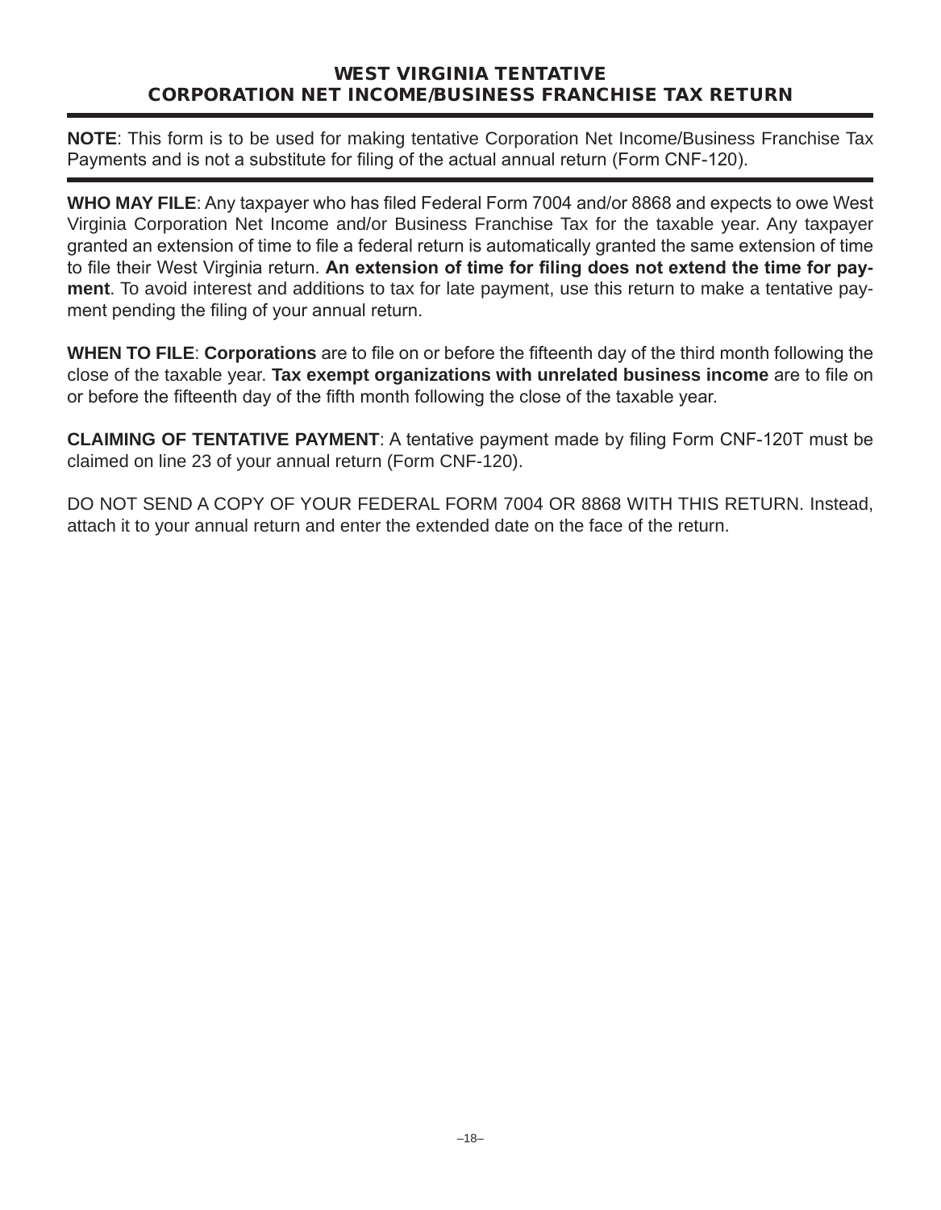# WEST VIRGINIA TENTATIVE
# CORPORATION NET INCOME/BUSINESS FRANCHISE TAX RETURN

**NOTE**: This form is to be used for making tentative Corporation Net Income/Business Franchise Tax Payments and is not a substitute for filing of the actual annual return (Form CNF-120).

**WHO MAY FILE**: Any taxpayer who has filed Federal Form 7004 and/or 8868 and expects to owe West Virginia Corporation Net Income and/or Business Franchise Tax for the taxable year. Any taxpayer granted an extension of time to file a federal return is automatically granted the same extension of time to file their West Virginia return. **An extension of time for filing does not extend the time for payment**. To avoid interest and additions to tax for late payment, use this return to make a tentative payment pending the filing of your annual return.

**WHEN TO FILE**: **Corporations** are to file on or before the fifteenth day of the third month following the close of the taxable year. **Tax exempt organizations with unrelated business income** are to file on or before the fifteenth day of the fifth month following the close of the taxable year.

**CLAIMING OF TENTATIVE PAYMENT**: A tentative payment made by filing Form CNF-120T must be claimed on line 23 of your annual return (Form CNF-120).

DO NOT SEND A COPY OF YOUR FEDERAL FORM 7004 OR 8868 WITH THIS RETURN. Instead, attach it to your annual return and enter the extended date on the face of the return.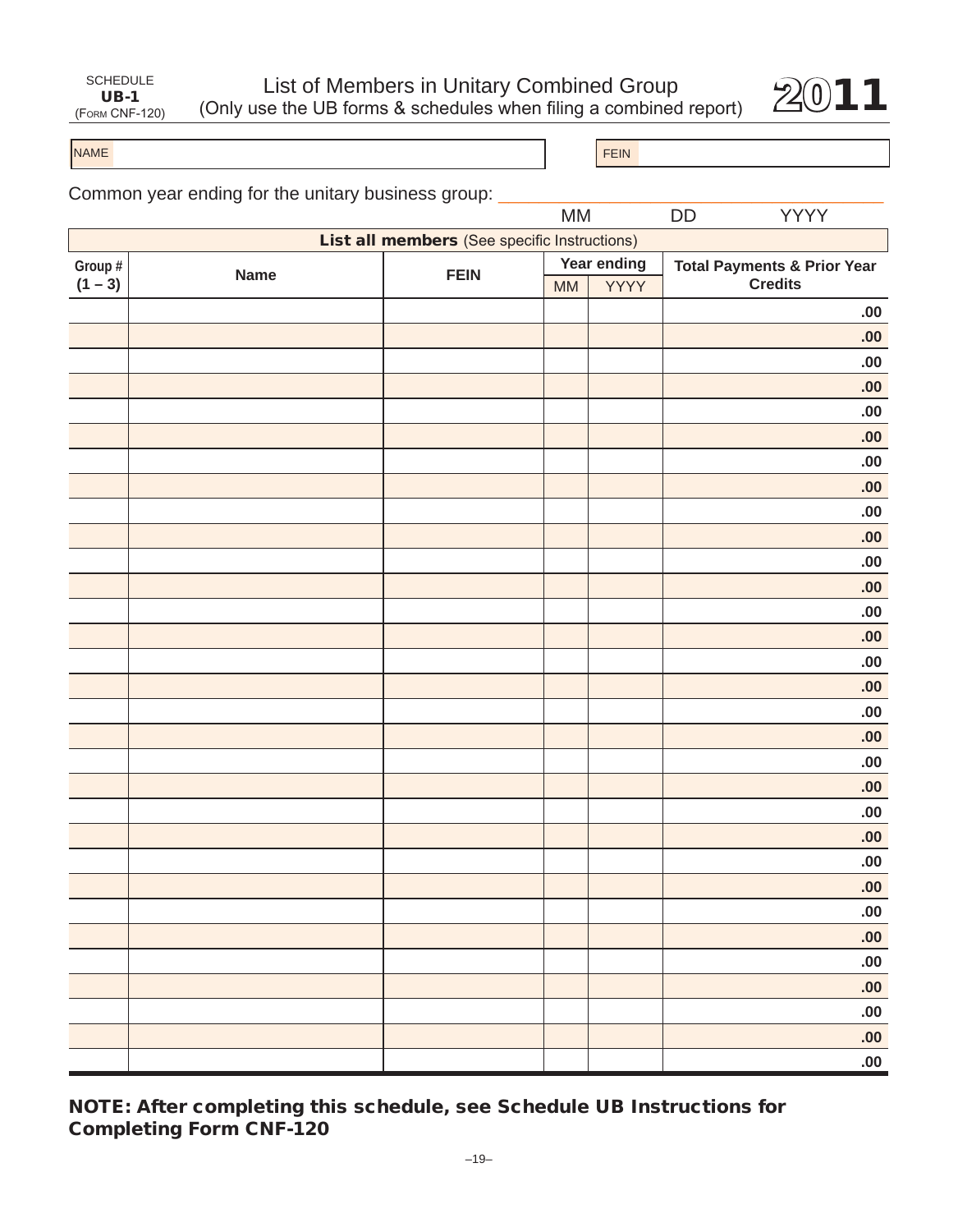SCHEDULE **UB-1** (FORM CNF-120)

# List of Members in Unitary Combined Group

(Only use the UB forms & schedules when filing a combined report)

**2011**

NAME | FEIN

Common year ending for the unitary business group: ______________ MM DD YYYY

| **List all members** (See specific Instructions) | | | | | |
|---|---|---|---|---|---|
| **Group # (1 – 3)** | **Name** | **FEIN** | **Year ending** | | **Total Payments & Prior Year Credits** |
| | | | MM | YYYY | |
| | | | | | .00 |
| | | | | | .00 |
| | | | | | .00 |
| | | | | | .00 |
| | | | | | .00 |
| | | | | | .00 |
| | | | | | .00 |
| | | | | | .00 |
| | | | | | .00 |
| | | | | | .00 |
| | | | | | .00 |
| | | | | | .00 |
| | | | | | .00 |
| | | | | | .00 |
| | | | | | .00 |
| | | | | | .00 |
| | | | | | .00 |
| | | | | | .00 |
| | | | | | .00 |
| | | | | | .00 |
| | | | | | .00 |
| | | | | | .00 |
| | | | | | .00 |
| | | | | | .00 |
| | | | | | .00 |
| | | | | | .00 |
| | | | | | .00 |
| | | | | | .00 |
| | | | | | .00 |
| | | | | | .00 |
| | | | | | .00 |

**NOTE: After completing this schedule, see Schedule UB Instructions for Completing Form CNF-120**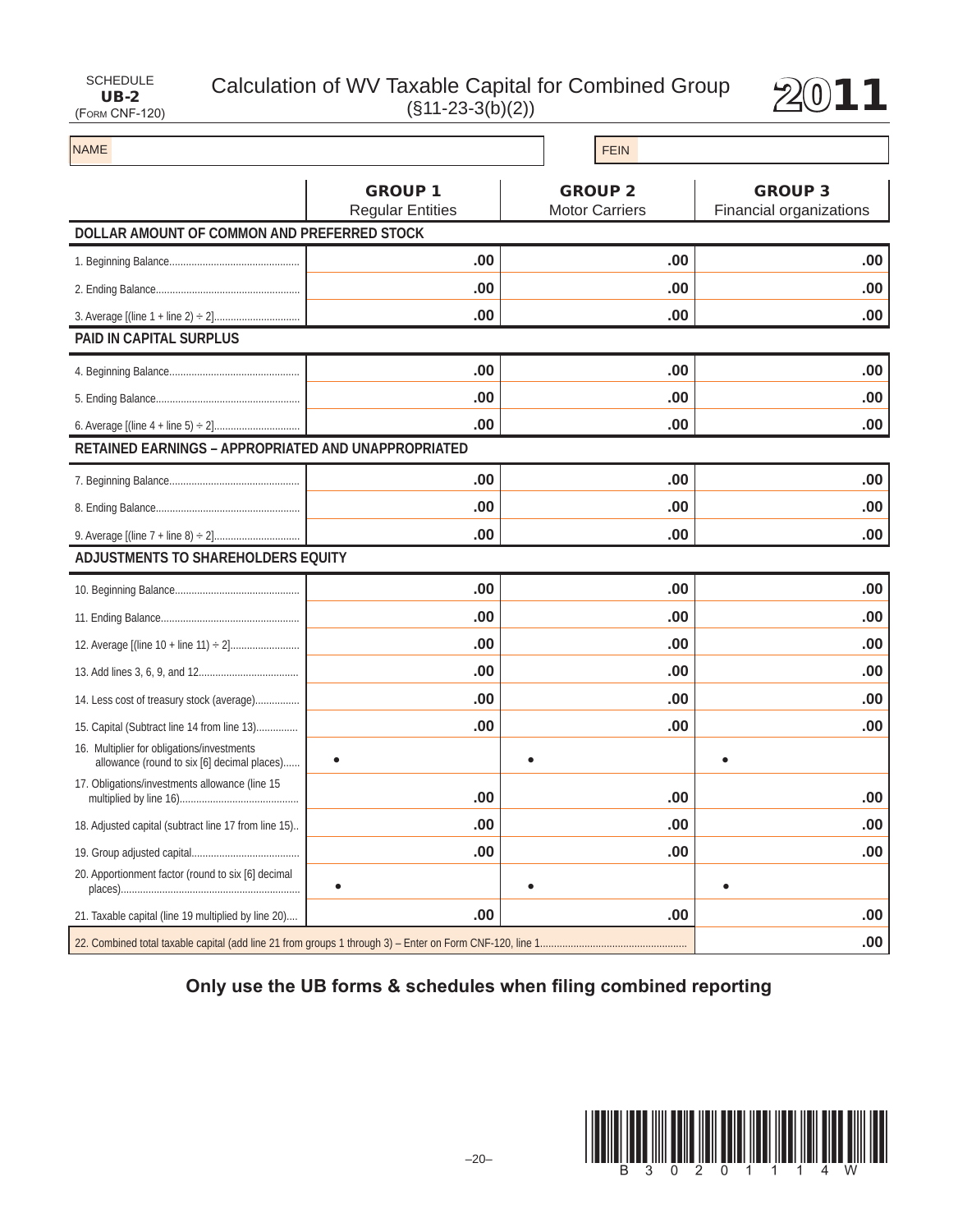SCHEDULE **UB-2** (Form CNF-120)

# Calculation of WV Taxable Capital for Combined Group

(§11-23-3(b)(2))

**2011**

NAME | FEIN

| | **GROUP 1** Regular Entities | **GROUP 2** Motor Carriers | **GROUP 3** Financial organizations |
|---|---|---|---|
| **DOLLAR AMOUNT OF COMMON AND PREFERRED STOCK** | | | |
| 1. Beginning Balance | .00 | .00 | .00 |
| 2. Ending Balance | .00 | .00 | .00 |
| 3. Average [(line 1 + line 2) ÷ 2] | .00 | .00 | .00 |
| **PAID IN CAPITAL SURPLUS** | | | |
| 4. Beginning Balance | .00 | .00 | .00 |
| 5. Ending Balance | .00 | .00 | .00 |
| 6. Average [(line 4 + line 5) ÷ 2] | .00 | .00 | .00 |
| **RETAINED EARNINGS – APPROPRIATED AND UNAPPROPRIATED** | | | |
| 7. Beginning Balance | .00 | .00 | .00 |
| 8. Ending Balance | .00 | .00 | .00 |
| 9. Average [(line 7 + line 8) ÷ 2] | .00 | .00 | .00 |
| **ADJUSTMENTS TO SHAREHOLDERS EQUITY** | | | |
| 10. Beginning Balance | .00 | .00 | .00 |
| 11. Ending Balance | .00 | .00 | .00 |
| 12. Average [(line 10 + line 11) ÷ 2] | .00 | .00 | .00 |
| 13. Add lines 3, 6, 9, and 12 | .00 | .00 | .00 |
| 14. Less cost of treasury stock (average) | .00 | .00 | .00 |
| 15. Capital (Subtract line 14 from line 13) | .00 | .00 | .00 |
| 16. Multiplier for obligations/investments allowance (round to six [6] decimal places) | • | • | • |
| 17. Obligations/investments allowance (line 15 multiplied by line 16) | .00 | .00 | .00 |
| 18. Adjusted capital (subtract line 17 from line 15) | .00 | .00 | .00 |
| 19. Group adjusted capital | .00 | .00 | .00 |
| 20. Apportionment factor (round to six [6] decimal places) | • | • | • |
| 21. Taxable capital (line 19 multiplied by line 20) | .00 | .00 | .00 |
| 22. Combined total taxable capital (add line 21 from groups 1 through 3) – Enter on Form CNF-120, line 1 | | | .00 |

**Only use the UB forms & schedules when filing combined reporting**

B 3 0 2 0 1 1 1 4 W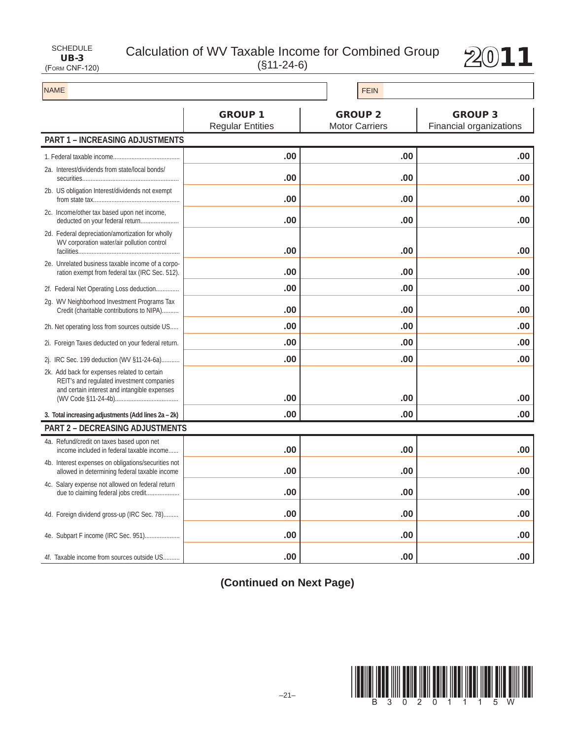SCHEDULE **UB-3** (Form CNF-120)

# Calculation of WV Taxable Income for Combined Group

(§11-24-6)

**2011**

| NAME | FEIN |
|---|---|
| | |

| | GROUP 1 Regular Entities | GROUP 2 Motor Carriers | GROUP 3 Financial organizations |
|---|---|---|---|
| **PART 1 – INCREASING ADJUSTMENTS** | | | |
| 1. Federal taxable income | .00 | .00 | .00 |
| 2a. Interest/dividends from state/local bonds/ securities | .00 | .00 | .00 |
| 2b. US obligation Interest/dividends not exempt from state tax | .00 | .00 | .00 |
| 2c. Income/other tax based upon net income, deducted on your federal return | .00 | .00 | .00 |
| 2d. Federal depreciation/amortization for wholly WV corporation water/air pollution control facilities | .00 | .00 | .00 |
| 2e. Unrelated business taxable income of a corporation exempt from federal tax (IRC Sec. 512) | .00 | .00 | .00 |
| 2f. Federal Net Operating Loss deduction | .00 | .00 | .00 |
| 2g. WV Neighborhood Investment Programs Tax Credit (charitable contributions to NIPA) | .00 | .00 | .00 |
| 2h. Net operating loss from sources outside US | .00 | .00 | .00 |
| 2i. Foreign Taxes deducted on your federal return | .00 | .00 | .00 |
| 2j. IRC Sec. 199 deduction (WV §11-24-6a) | .00 | .00 | .00 |
| 2k. Add back for expenses related to certain REIT's and regulated investment companies and certain interest and intangible expenses (WV Code §11-24-4b) | .00 | .00 | .00 |
| **3. Total increasing adjustments (Add lines 2a – 2k)** | .00 | .00 | .00 |
| **PART 2 – DECREASING ADJUSTMENTS** | | | |
| 4a. Refund/credit on taxes based upon net income included in federal taxable income | .00 | .00 | .00 |
| 4b. Interest expenses on obligations/securities not allowed in determining federal taxable income | .00 | .00 | .00 |
| 4c. Salary expense not allowed on federal return due to claiming federal jobs credit | .00 | .00 | .00 |
| 4d. Foreign dividend gross-up (IRC Sec. 78) | .00 | .00 | .00 |
| 4e. Subpart F income (IRC Sec. 951) | .00 | .00 | .00 |
| 4f. Taxable income from sources outside US | .00 | .00 | .00 |

**(Continued on Next Page)**

B 3 0 2 0 1 1 1 5 W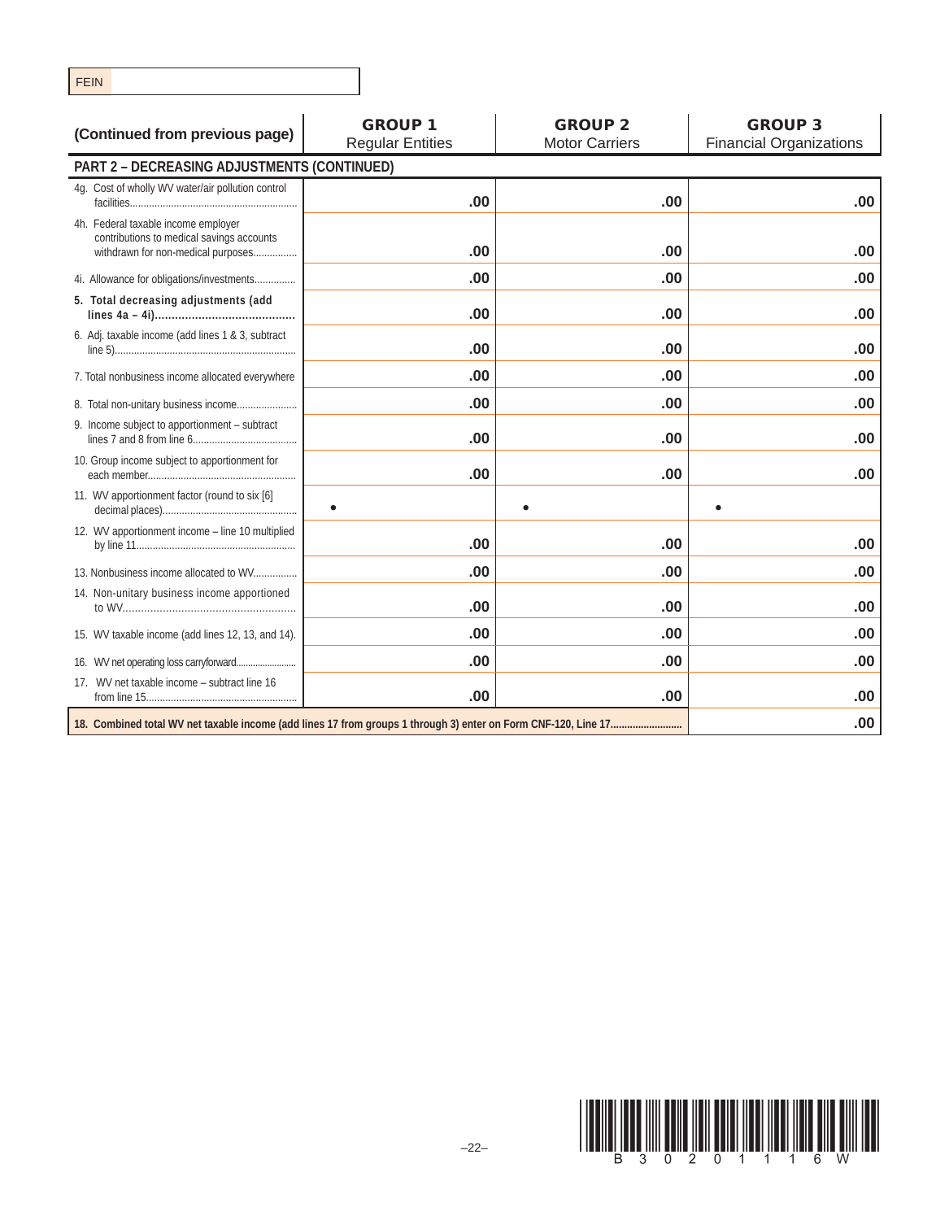FEIN

| (Continued from previous page) | GROUP 1 Regular Entities | GROUP 2 Motor Carriers | GROUP 3 Financial Organizations |
|---|---|---|---|
| **PART 2 – DECREASING ADJUSTMENTS (CONTINUED)** | | | |
| 4g. Cost of wholly WV water/air pollution control facilities | .00 | .00 | .00 |
| 4h. Federal taxable income employer contributions to medical savings accounts withdrawn for non-medical purposes | .00 | .00 | .00 |
| 4i. Allowance for obligations/investments | .00 | .00 | .00 |
| **5. Total decreasing adjustments (add lines 4a – 4i)** | .00 | .00 | .00 |
| 6. Adj. taxable income (add lines 1 & 3, subtract line 5) | .00 | .00 | .00 |
| 7. Total nonbusiness income allocated everywhere | .00 | .00 | .00 |
| 8. Total non-unitary business income | .00 | .00 | .00 |
| 9. Income subject to apportionment – subtract lines 7 and 8 from line 6 | .00 | .00 | .00 |
| 10. Group income subject to apportionment for each member | .00 | .00 | .00 |
| 11. WV apportionment factor (round to six [6] decimal places) | • | • | • |
| 12. WV apportionment income – line 10 multiplied by line 11 | .00 | .00 | .00 |
| 13. Nonbusiness income allocated to WV | .00 | .00 | .00 |
| 14. Non-unitary business income apportioned to WV | .00 | .00 | .00 |
| 15. WV taxable income (add lines 12, 13, and 14). | .00 | .00 | .00 |
| 16. WV net operating loss carryforward | .00 | .00 | .00 |
| 17. WV net taxable income – subtract line 16 from line 15 | .00 | .00 | .00 |
| **18. Combined total WV net taxable income (add lines 17 from groups 1 through 3) enter on Form CNF-120, Line 17** | | | .00 |

B 3 0 2 0 1 1 1 6 W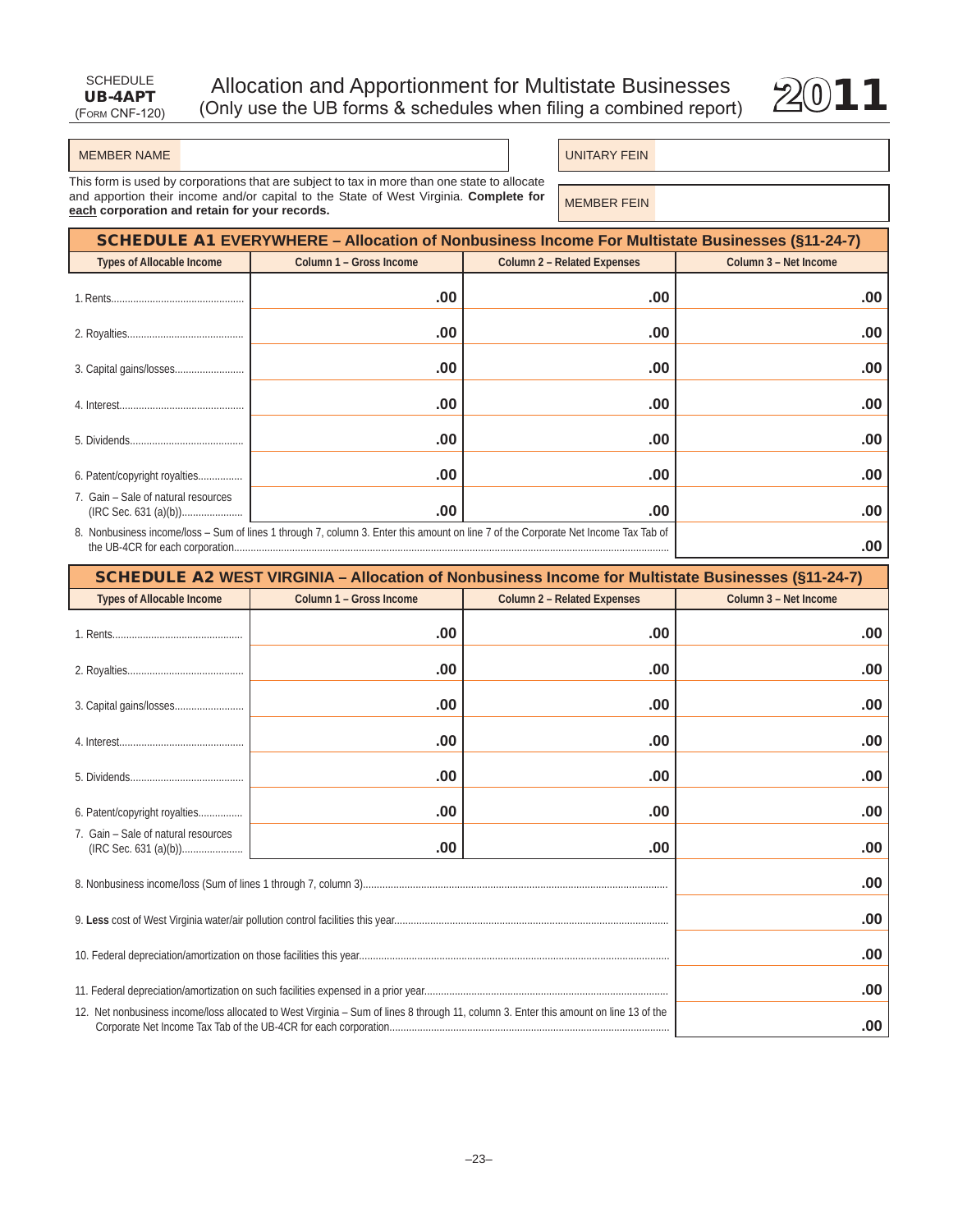SCHEDULE **UB-4APT** (Form CNF-120)

# Allocation and Apportionment for Multistate Businesses (Only use the UB forms & schedules when filing a combined report)

**2011**

| MEMBER NAME | | UNITARY FEIN | |
|---|---|---|---|
| | | MEMBER FEIN | |

This form is used by corporations that are subject to tax in more than one state to allocate and apportion their income and/or capital to the State of West Virginia. **Complete for each corporation and retain for your records.**

## SCHEDULE A1 EVERYWHERE – Allocation of Nonbusiness Income For Multistate Businesses (§11-24-7)

| Types of Allocable Income | Column 1 – Gross Income | Column 2 – Related Expenses | Column 3 – Net Income |
|---|---|---|---|
| 1. Rents | .00 | .00 | .00 |
| 2. Royalties | .00 | .00 | .00 |
| 3. Capital gains/losses | .00 | .00 | .00 |
| 4. Interest | .00 | .00 | .00 |
| 5. Dividends | .00 | .00 | .00 |
| 6. Patent/copyright royalties | .00 | .00 | .00 |
| 7. Gain – Sale of natural resources (IRC Sec. 631 (a)(b)) | .00 | .00 | .00 |
| 8. Nonbusiness income/loss – Sum of lines 1 through 7, column 3. Enter this amount on line 7 of the Corporate Net Income Tax Tab of the UB-4CR for each corporation | | | .00 |

## SCHEDULE A2 WEST VIRGINIA – Allocation of Nonbusiness Income for Multistate Businesses (§11-24-7)

| Types of Allocable Income | Column 1 – Gross Income | Column 2 – Related Expenses | Column 3 – Net Income |
|---|---|---|---|
| 1. Rents | .00 | .00 | .00 |
| 2. Royalties | .00 | .00 | .00 |
| 3. Capital gains/losses | .00 | .00 | .00 |
| 4. Interest | .00 | .00 | .00 |
| 5. Dividends | .00 | .00 | .00 |
| 6. Patent/copyright royalties | .00 | .00 | .00 |
| 7. Gain – Sale of natural resources (IRC Sec. 631 (a)(b)) | .00 | .00 | .00 |
| 8. Nonbusiness income/loss (Sum of lines 1 through 7, column 3) | | | .00 |
| 9. **Less** cost of West Virginia water/air pollution control facilities this year | | | .00 |
| 10. Federal depreciation/amortization on those facilities this year | | | .00 |
| 11. Federal depreciation/amortization on such facilities expensed in a prior year | | | .00 |
| 12. Net nonbusiness income/loss allocated to West Virginia – Sum of lines 8 through 11, column 3. Enter this amount on line 13 of the Corporate Net Income Tax Tab of the UB-4CR for each corporation | | | .00 |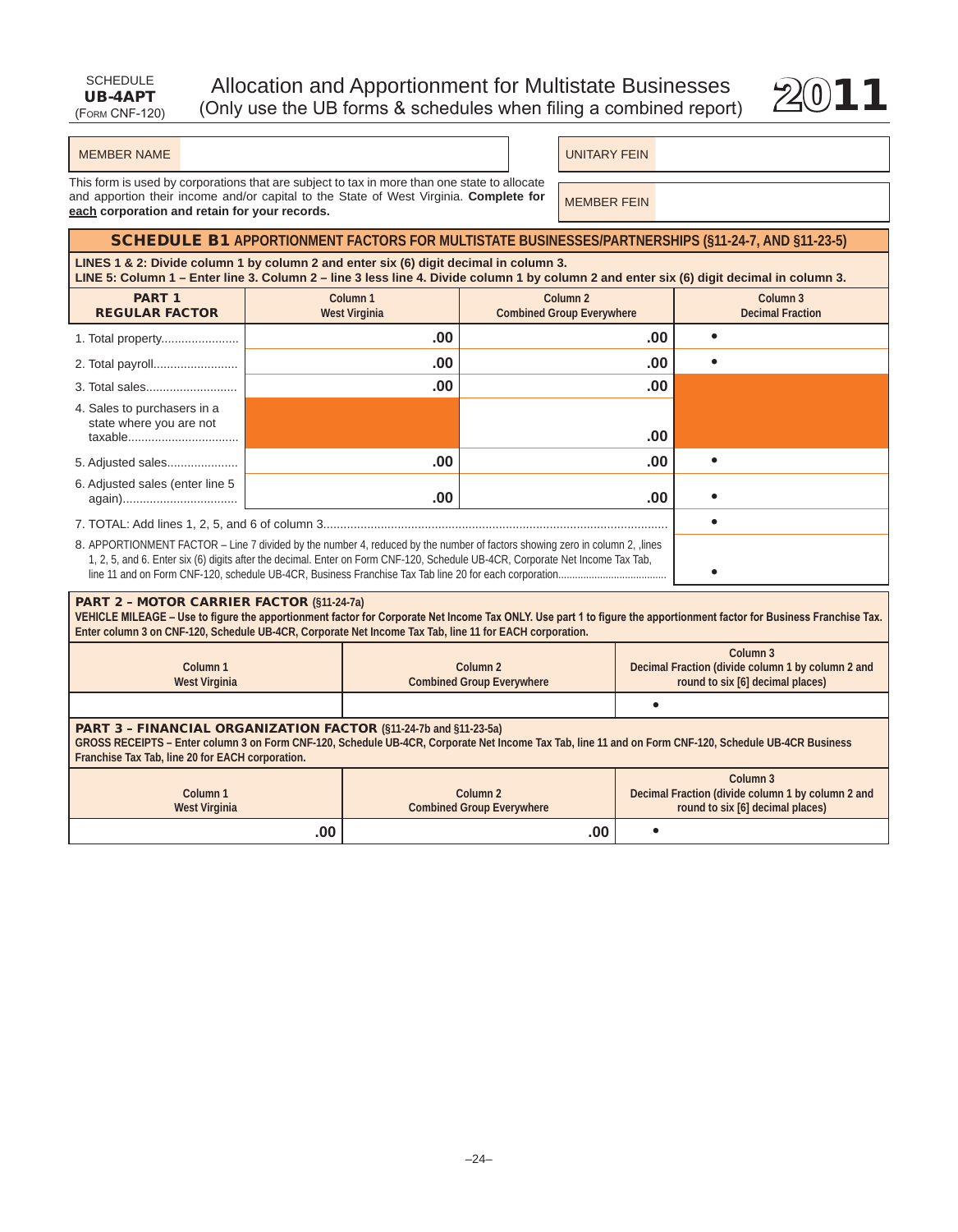SCHEDULE
**UB-4APT**
(FORM CNF-120)

# Allocation and Apportionment for Multistate Businesses
(Only use the UB forms & schedules when filing a combined report)

**2011**

| MEMBER NAME | |
|---|---|

| UNITARY FEIN | |
|---|---|
| MEMBER FEIN | |

This form is used by corporations that are subject to tax in more than one state to allocate and apportion their income and/or capital to the State of West Virginia. **Complete for each corporation and retain for your records.**

## SCHEDULE B1 APPORTIONMENT FACTORS FOR MULTISTATE BUSINESSES/PARTNERSHIPS (§11-24-7, AND §11-23-5)

**LINES 1 & 2: Divide column 1 by column 2 and enter six (6) digit decimal in column 3.**
**LINE 5: Column 1 – Enter line 3. Column 2 – line 3 less line 4. Divide column 1 by column 2 and enter six (6) digit decimal in column 3.**

| PART 1 REGULAR FACTOR | Column 1 West Virginia | Column 2 Combined Group Everywhere | Column 3 Decimal Fraction |
|---|---|---|---|
| 1. Total property | .00 | .00 | • |
| 2. Total payroll | .00 | .00 | • |
| 3. Total sales | .00 | .00 | |
| 4. Sales to purchasers in a state where you are not taxable | | .00 | |
| 5. Adjusted sales | .00 | .00 | • |
| 6. Adjusted sales (enter line 5 again) | .00 | .00 | • |
| 7. TOTAL: Add lines 1, 2, 5, and 6 of column 3 | | | • |
| 8. APPORTIONMENT FACTOR – Line 7 divided by the number 4, reduced by the number of factors showing zero in column 2, ,lines 1, 2, 5, and 6. Enter six (6) digits after the decimal. Enter on Form CNF-120, Schedule UB-4CR, Corporate Net Income Tax Tab, line 11 and on Form CNF-120, schedule UB-4CR, Business Franchise Tax Tab line 20 for each corporation | | | • |

### PART 2 – MOTOR CARRIER FACTOR (§11-24-7a)

**VEHICLE MILEAGE – Use to figure the apportionment factor for Corporate Net Income Tax ONLY. Use part 1 to figure the apportionment factor for Business Franchise Tax. Enter column 3 on CNF-120, Schedule UB-4CR, Corporate Net Income Tax Tab, line 11 for EACH corporation.**

| Column 1 West Virginia | Column 2 Combined Group Everywhere | Column 3 Decimal Fraction (divide column 1 by column 2 and round to six [6] decimal places) |
|---|---|---|
| | | • |

### PART 3 – FINANCIAL ORGANIZATION FACTOR (§11-24-7b and §11-23-5a)

**GROSS RECEIPTS – Enter column 3 on Form CNF-120, Schedule UB-4CR, Corporate Net Income Tax Tab, line 11 and on Form CNF-120, Schedule UB-4CR Business Franchise Tax Tab, line 20 for EACH corporation.**

| Column 1 West Virginia | Column 2 Combined Group Everywhere | Column 3 Decimal Fraction (divide column 1 by column 2 and round to six [6] decimal places) |
|---|---|---|
| .00 | .00 | • |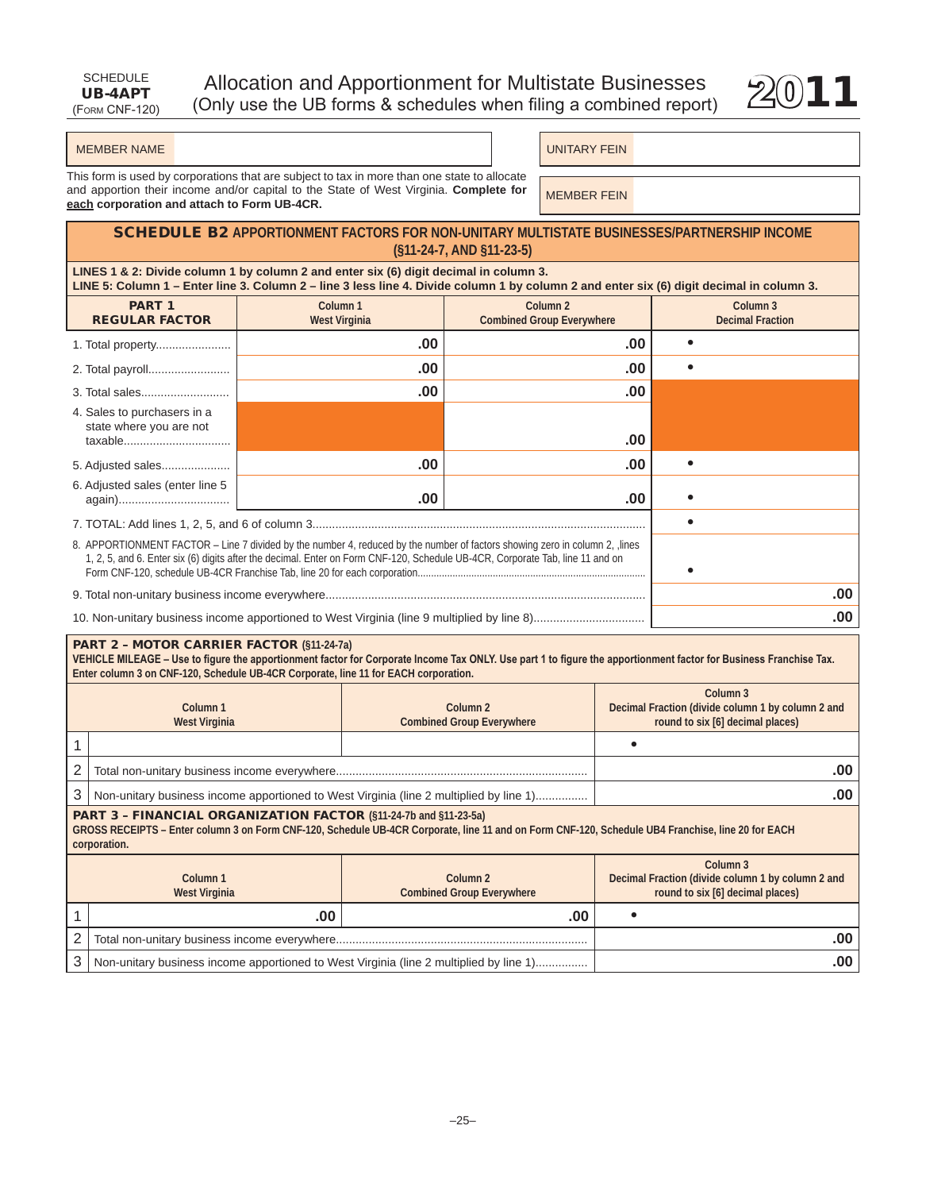SCHEDULE **UB-4APT** (FORM CNF-120)

# Allocation and Apportionment for Multistate Businesses
(Only use the UB forms & schedules when filing a combined report)

**2011**

| MEMBER NAME | | UNITARY FEIN | |
|---|---|---|---|
| | | MEMBER FEIN | |

This form is used by corporations that are subject to tax in more than one state to allocate and apportion their income and/or capital to the State of West Virginia. **Complete for each corporation and attach to Form UB-4CR.**

## SCHEDULE B2 APPORTIONMENT FACTORS FOR NON-UNITARY MULTISTATE BUSINESSES/PARTNERSHIP INCOME (§11-24-7, AND §11-23-5)

**LINES 1 & 2: Divide column 1 by column 2 and enter six (6) digit decimal in column 3.**
**LINE 5: Column 1 – Enter line 3. Column 2 – line 3 less line 4. Divide column 1 by column 2 and enter six (6) digit decimal in column 3.**

| PART 1 REGULAR FACTOR | Column 1 West Virginia | Column 2 Combined Group Everywhere | Column 3 Decimal Fraction |
|---|---|---|---|
| 1. Total property | .00 | .00 | • |
| 2. Total payroll | .00 | .00 | • |
| 3. Total sales | .00 | .00 | |
| 4. Sales to purchasers in a state where you are not taxable | | .00 | |
| 5. Adjusted sales | .00 | .00 | • |
| 6. Adjusted sales (enter line 5 again) | .00 | .00 | • |
| 7. TOTAL: Add lines 1, 2, 5, and 6 of column 3 | | | • |
| 8. APPORTIONMENT FACTOR – Line 7 divided by the number 4, reduced by the number of factors showing zero in column 2, ,lines 1, 2, 5, and 6. Enter six (6) digits after the decimal. Enter on Form CNF-120, Schedule UB-4CR, Corporate Tab, line 11 and on Form CNF-120, schedule UB-4CR Franchise Tab, line 20 for each corporation | | | • |
| 9. Total non-unitary business income everywhere | | | .00 |
| 10. Non-unitary business income apportioned to West Virginia (line 9 multiplied by line 8) | | | .00 |

**PART 2 – MOTOR CARRIER FACTOR (§11-24-7a)**
**VEHICLE MILEAGE – Use to figure the apportionment factor for Corporate Income Tax ONLY. Use part 1 to figure the apportionment factor for Business Franchise Tax. Enter column 3 on CNF-120, Schedule UB-4CR Corporate, line 11 for EACH corporation.**

| | Column 1 West Virginia | Column 2 Combined Group Everywhere | Column 3 Decimal Fraction (divide column 1 by column 2 and round to six [6] decimal places) |
|---|---|---|---|
| 1 | | | • |
| 2 | Total non-unitary business income everywhere | | .00 |
| 3 | Non-unitary business income apportioned to West Virginia (line 2 multiplied by line 1) | | .00 |

**PART 3 – FINANCIAL ORGANIZATION FACTOR (§11-24-7b and §11-23-5a)**
**GROSS RECEIPTS – Enter column 3 on Form CNF-120, Schedule UB-4CR Corporate, line 11 and on Form CNF-120, Schedule UB4 Franchise, line 20 for EACH corporation.**

| | Column 1 West Virginia | Column 2 Combined Group Everywhere | Column 3 Decimal Fraction (divide column 1 by column 2 and round to six [6] decimal places) |
|---|---|---|---|
| 1 | .00 | .00 | • |
| 2 | Total non-unitary business income everywhere | | .00 |
| 3 | Non-unitary business income apportioned to West Virginia (line 2 multiplied by line 1) | | .00 |